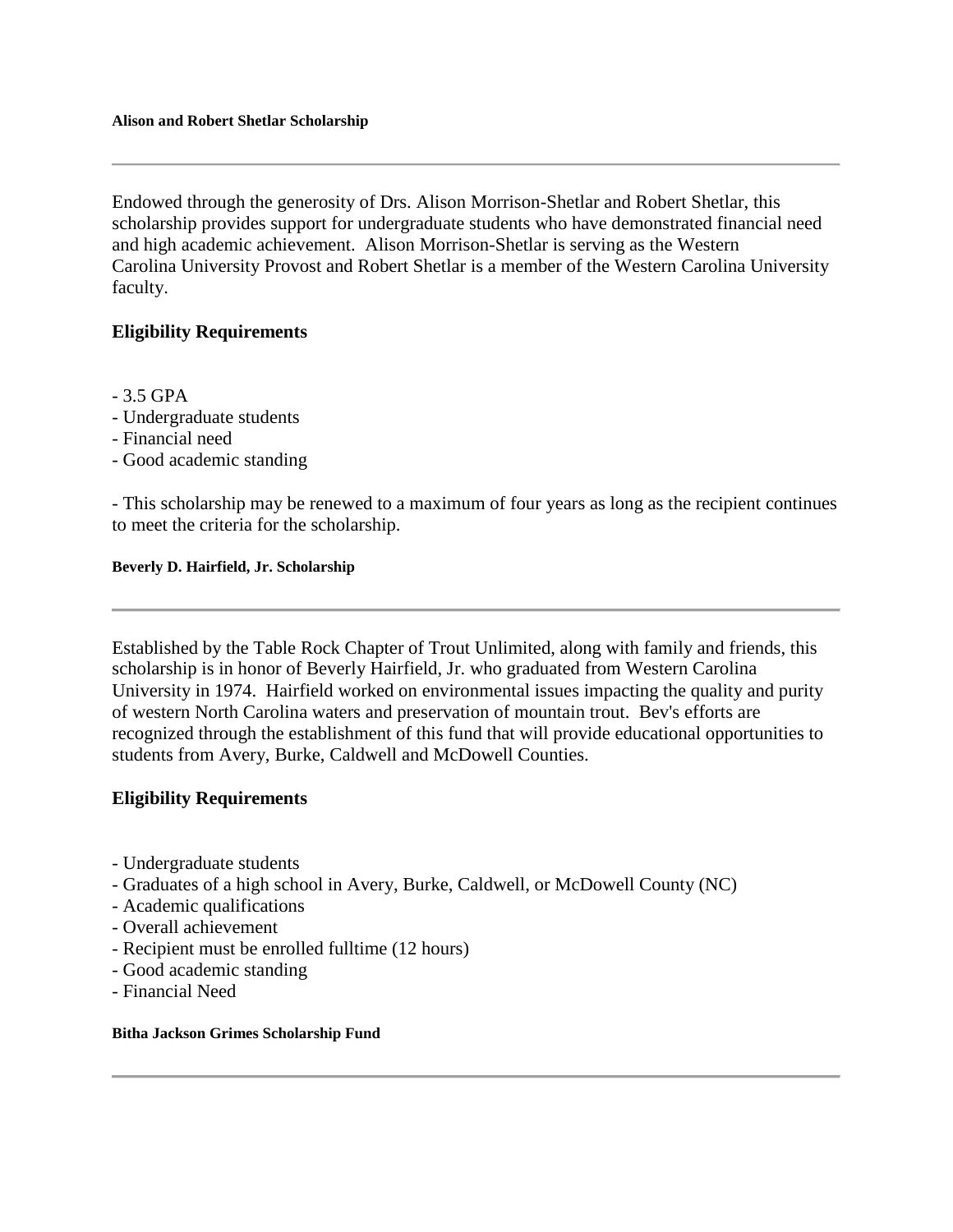**Alison and Robert Shetlar Scholarship**

---

Endowed through the generosity of Drs. Alison Morrison-Shetlar and Robert Shetlar, this scholarship provides support for undergraduate students who have demonstrated financial need and high academic achievement. Alison Morrison-Shetlar is serving as the Western Carolina University Provost and Robert Shetlar is a member of the Western Carolina University faculty.

## Eligibility Requirements

- 3.5 GPA
- Undergraduate students
- Financial need
- Good academic standing

- This scholarship may be renewed to a maximum of four years as long as the recipient continues to meet the criteria for the scholarship.

**Beverly D. Hairfield, Jr. Scholarship**

---

Established by the Table Rock Chapter of Trout Unlimited, along with family and friends, this scholarship is in honor of Beverly Hairfield, Jr. who graduated from Western Carolina University in 1974. Hairfield worked on environmental issues impacting the quality and purity of western North Carolina waters and preservation of mountain trout. Bev's efforts are recognized through the establishment of this fund that will provide educational opportunities to students from Avery, Burke, Caldwell and McDowell Counties.

## Eligibility Requirements

- Undergraduate students
- Graduates of a high school in Avery, Burke, Caldwell, or McDowell County (NC)
- Academic qualifications
- Overall achievement
- Recipient must be enrolled fulltime (12 hours)
- Good academic standing
- Financial Need

**Bitha Jackson Grimes Scholarship Fund**

---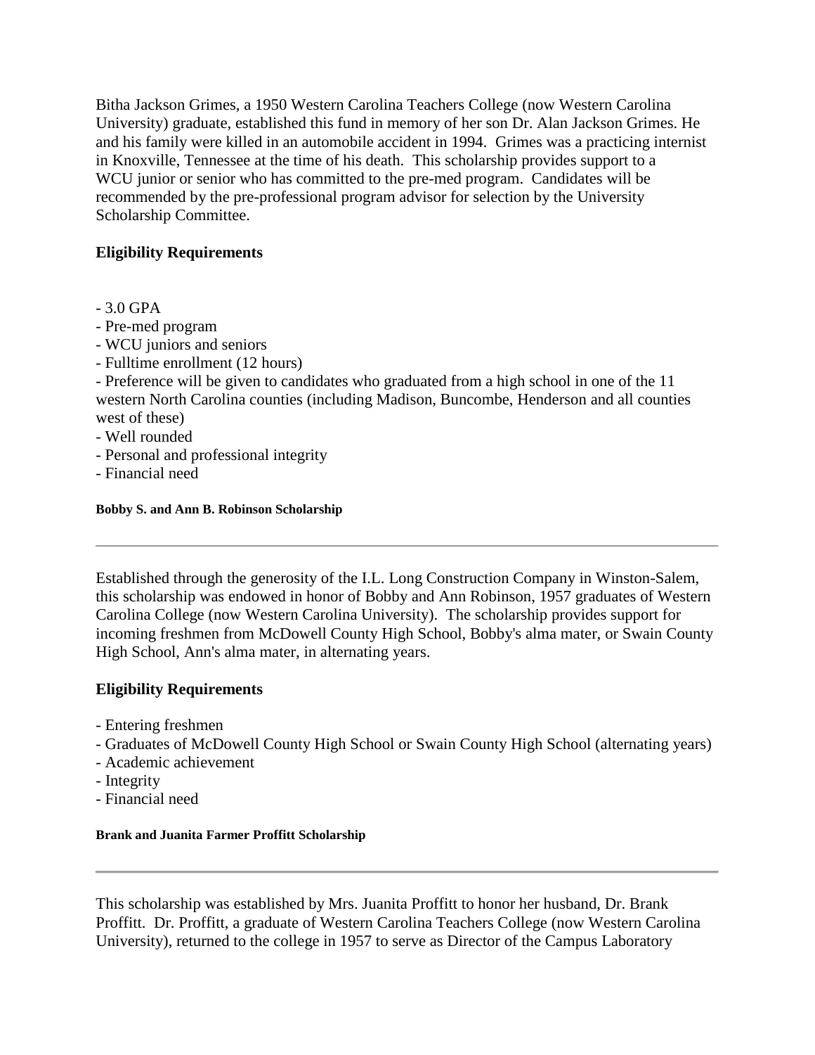Bitha Jackson Grimes, a 1950 Western Carolina Teachers College (now Western Carolina University) graduate, established this fund in memory of her son Dr. Alan Jackson Grimes. He and his family were killed in an automobile accident in 1994. Grimes was a practicing internist in Knoxville, Tennessee at the time of his death. This scholarship provides support to a WCU junior or senior who has committed to the pre-med program. Candidates will be recommended by the pre-professional program advisor for selection by the University Scholarship Committee.

## Eligibility Requirements

- 3.0 GPA
- Pre-med program
- WCU juniors and seniors
- Fulltime enrollment (12 hours)
- Preference will be given to candidates who graduated from a high school in one of the 11 western North Carolina counties (including Madison, Buncombe, Henderson and all counties west of these)
- Well rounded
- Personal and professional integrity
- Financial need

#### Bobby S. and Ann B. Robinson Scholarship

---

Established through the generosity of the I.L. Long Construction Company in Winston-Salem, this scholarship was endowed in honor of Bobby and Ann Robinson, 1957 graduates of Western Carolina College (now Western Carolina University). The scholarship provides support for incoming freshmen from McDowell County High School, Bobby's alma mater, or Swain County High School, Ann's alma mater, in alternating years.

## Eligibility Requirements

- Entering freshmen
- Graduates of McDowell County High School or Swain County High School (alternating years)
- Academic achievement
- Integrity
- Financial need

#### Brank and Juanita Farmer Proffitt Scholarship

---

This scholarship was established by Mrs. Juanita Proffitt to honor her husband, Dr. Brank Proffitt. Dr. Proffitt, a graduate of Western Carolina Teachers College (now Western Carolina University), returned to the college in 1957 to serve as Director of the Campus Laboratory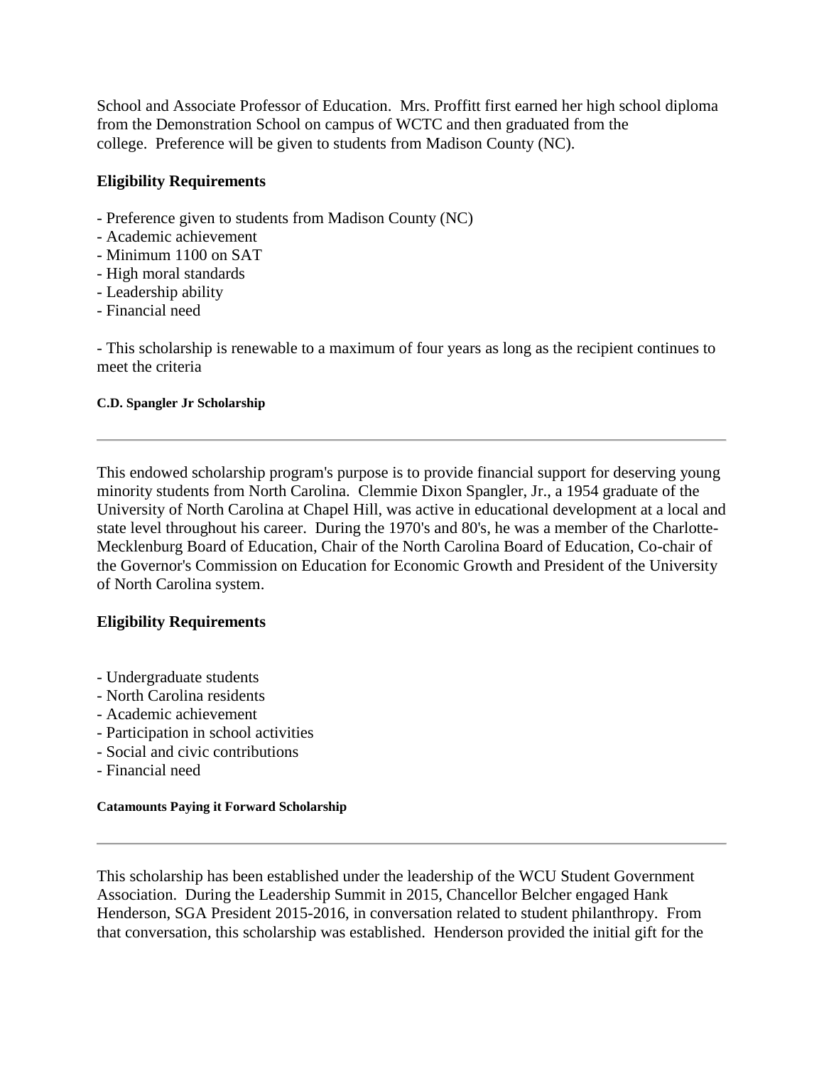School and Associate Professor of Education.  Mrs. Proffitt first earned her high school diploma from the Demonstration School on campus of WCTC and then graduated from the college.  Preference will be given to students from Madison County (NC).

## Eligibility Requirements

- Preference given to students from Madison County (NC)
- Academic achievement
- Minimum 1100 on SAT
- High moral standards
- Leadership ability
- Financial need

- This scholarship is renewable to a maximum of four years as long as the recipient continues to meet the criteria

#### C.D. Spangler Jr Scholarship

---

This endowed scholarship program's purpose is to provide financial support for deserving young minority students from North Carolina.  Clemmie Dixon Spangler, Jr., a 1954 graduate of the University of North Carolina at Chapel Hill, was active in educational development at a local and state level throughout his career.  During the 1970's and 80's, he was a member of the Charlotte-Mecklenburg Board of Education, Chair of the North Carolina Board of Education, Co-chair of the Governor's Commission on Education for Economic Growth and President of the University of North Carolina system.

## Eligibility Requirements

- Undergraduate students
- North Carolina residents
- Academic achievement
- Participation in school activities
- Social and civic contributions
- Financial need

#### Catamounts Paying it Forward Scholarship

---

This scholarship has been established under the leadership of the WCU Student Government Association.  During the Leadership Summit in 2015, Chancellor Belcher engaged Hank Henderson, SGA President 2015-2016, in conversation related to student philanthropy.  From that conversation, this scholarship was established.  Henderson provided the initial gift for the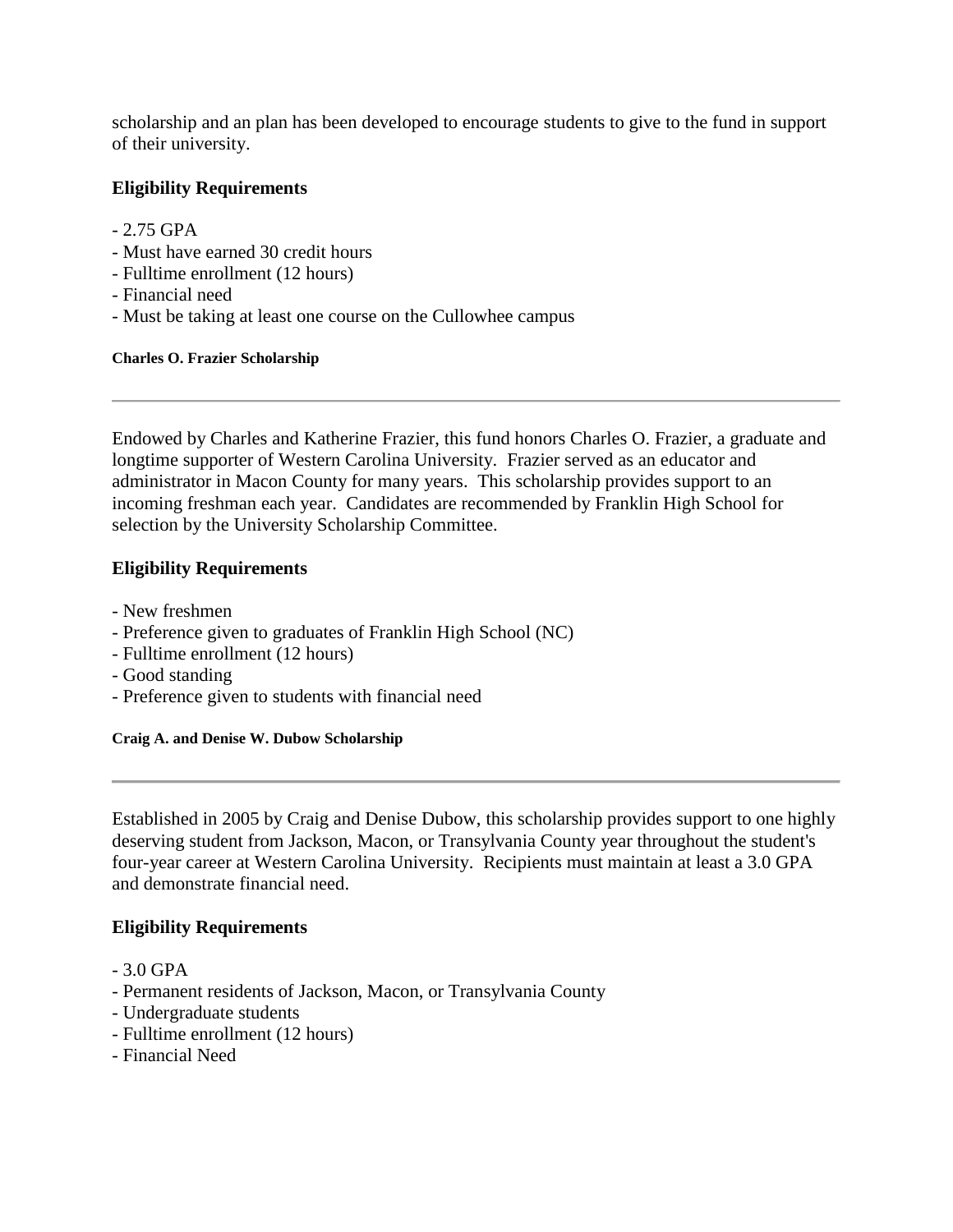scholarship and an plan has been developed to encourage students to give to the fund in support of their university.

### Eligibility Requirements

- 2.75 GPA
- Must have earned 30 credit hours
- Fulltime enrollment (12 hours)
- Financial need
- Must be taking at least one course on the Cullowhee campus

#### Charles O. Frazier Scholarship

---

Endowed by Charles and Katherine Frazier, this fund honors Charles O. Frazier, a graduate and longtime supporter of Western Carolina University. Frazier served as an educator and administrator in Macon County for many years. This scholarship provides support to an incoming freshman each year. Candidates are recommended by Franklin High School for selection by the University Scholarship Committee.

### Eligibility Requirements

- New freshmen
- Preference given to graduates of Franklin High School (NC)
- Fulltime enrollment (12 hours)
- Good standing
- Preference given to students with financial need

#### Craig A. and Denise W. Dubow Scholarship

---

Established in 2005 by Craig and Denise Dubow, this scholarship provides support to one highly deserving student from Jackson, Macon, or Transylvania County year throughout the student's four-year career at Western Carolina University. Recipients must maintain at least a 3.0 GPA and demonstrate financial need.

### Eligibility Requirements

- 3.0 GPA
- Permanent residents of Jackson, Macon, or Transylvania County
- Undergraduate students
- Fulltime enrollment (12 hours)
- Financial Need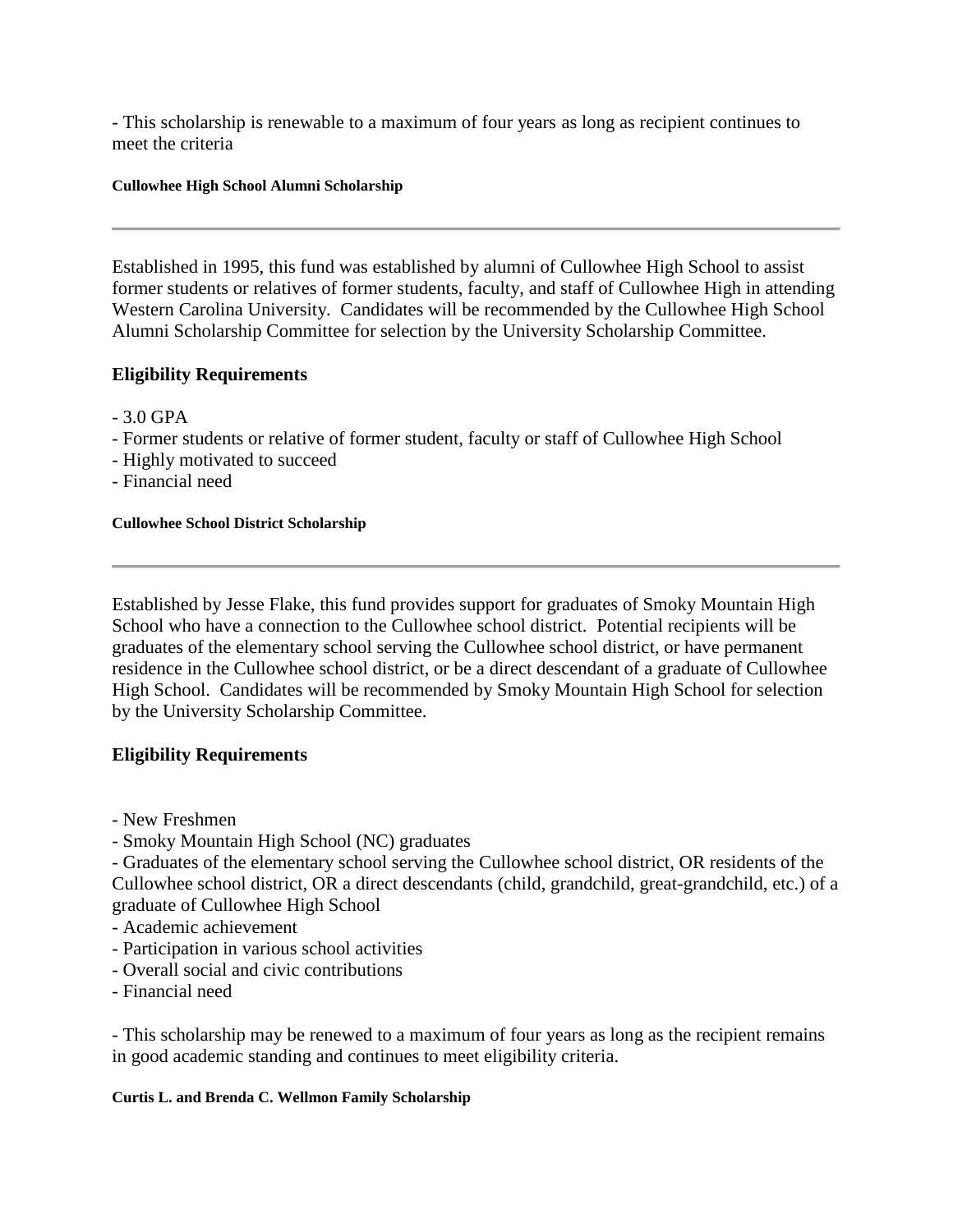- This scholarship is renewable to a maximum of four years as long as recipient continues to meet the criteria

#### Cullowhee High School Alumni Scholarship

---

Established in 1995, this fund was established by alumni of Cullowhee High School to assist former students or relatives of former students, faculty, and staff of Cullowhee High in attending Western Carolina University. Candidates will be recommended by the Cullowhee High School Alumni Scholarship Committee for selection by the University Scholarship Committee.

### Eligibility Requirements

- 3.0 GPA
- Former students or relative of former student, faculty or staff of Cullowhee High School
- Highly motivated to succeed
- Financial need

#### Cullowhee School District Scholarship

---

Established by Jesse Flake, this fund provides support for graduates of Smoky Mountain High School who have a connection to the Cullowhee school district. Potential recipients will be graduates of the elementary school serving the Cullowhee school district, or have permanent residence in the Cullowhee school district, or be a direct descendant of a graduate of Cullowhee High School. Candidates will be recommended by Smoky Mountain High School for selection by the University Scholarship Committee.

### Eligibility Requirements

- New Freshmen
- Smoky Mountain High School (NC) graduates
- Graduates of the elementary school serving the Cullowhee school district, OR residents of the Cullowhee school district, OR a direct descendants (child, grandchild, great-grandchild, etc.) of a graduate of Cullowhee High School
- Academic achievement
- Participation in various school activities
- Overall social and civic contributions
- Financial need

- This scholarship may be renewed to a maximum of four years as long as the recipient remains in good academic standing and continues to meet eligibility criteria.

#### Curtis L. and Brenda C. Wellmon Family Scholarship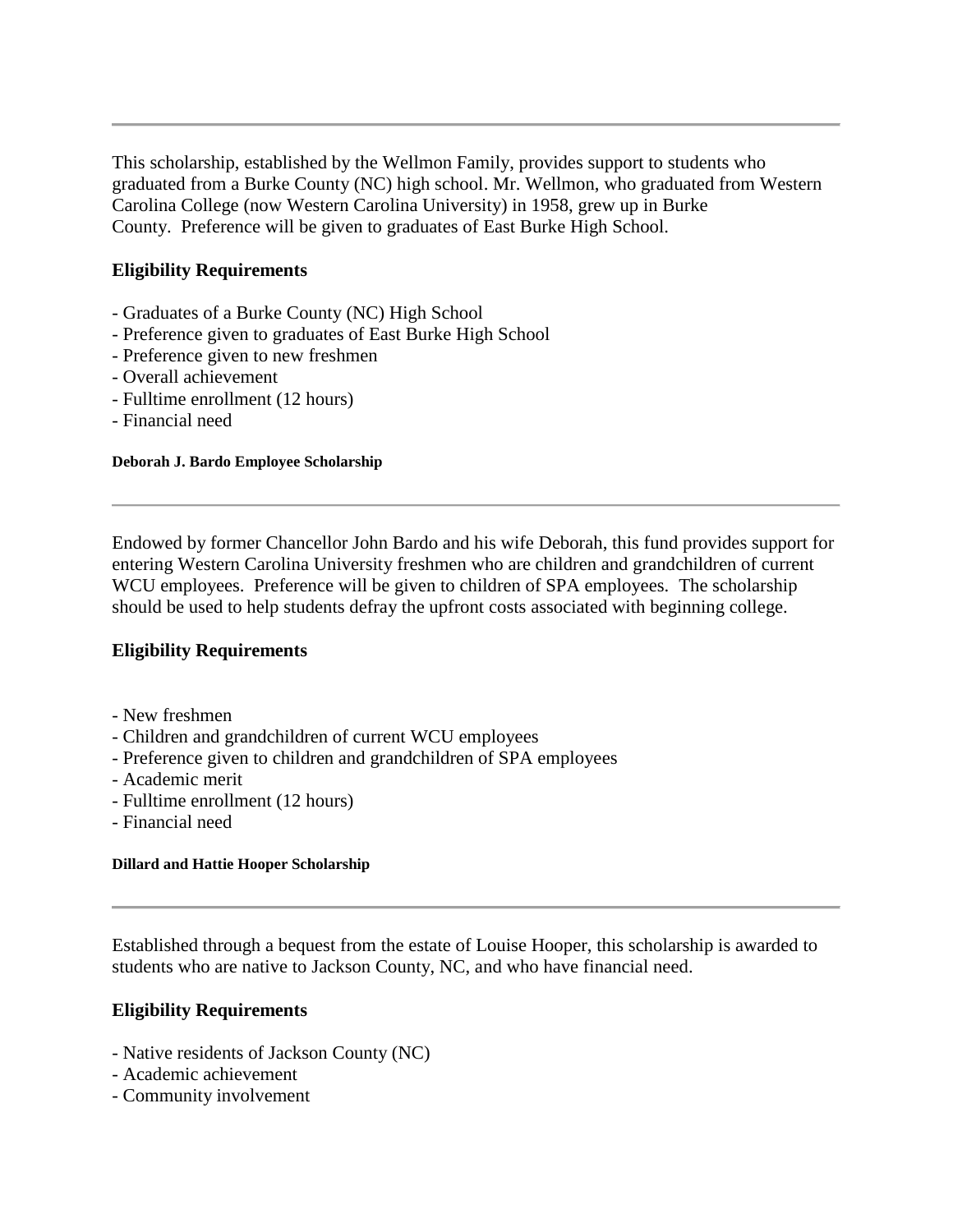---

This scholarship, established by the Wellmon Family, provides support to students who graduated from a Burke County (NC) high school. Mr. Wellmon, who graduated from Western Carolina College (now Western Carolina University) in 1958, grew up in Burke County. Preference will be given to graduates of East Burke High School.

### Eligibility Requirements

- Graduates of a Burke County (NC) High School
- Preference given to graduates of East Burke High School
- Preference given to new freshmen
- Overall achievement
- Fulltime enrollment (12 hours)
- Financial need

#### Deborah J. Bardo Employee Scholarship

---

Endowed by former Chancellor John Bardo and his wife Deborah, this fund provides support for entering Western Carolina University freshmen who are children and grandchildren of current WCU employees. Preference will be given to children of SPA employees. The scholarship should be used to help students defray the upfront costs associated with beginning college.

### Eligibility Requirements

- New freshmen
- Children and grandchildren of current WCU employees
- Preference given to children and grandchildren of SPA employees
- Academic merit
- Fulltime enrollment (12 hours)
- Financial need

#### Dillard and Hattie Hooper Scholarship

---

Established through a bequest from the estate of Louise Hooper, this scholarship is awarded to students who are native to Jackson County, NC, and who have financial need.

### Eligibility Requirements

- Native residents of Jackson County (NC)
- Academic achievement
- Community involvement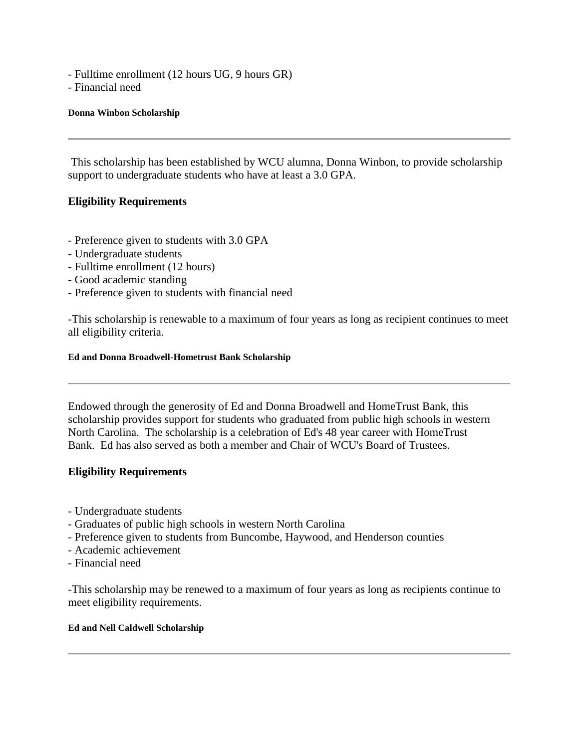- Fulltime enrollment (12 hours UG, 9 hours GR)
- Financial need

#### Donna Winbon Scholarship

---

This scholarship has been established by WCU alumna, Donna Winbon, to provide scholarship support to undergraduate students who have at least a 3.0 GPA.

### Eligibility Requirements

- Preference given to students with 3.0 GPA
- Undergraduate students
- Fulltime enrollment (12 hours)
- Good academic standing
- Preference given to students with financial need

-This scholarship is renewable to a maximum of four years as long as recipient continues to meet all eligibility criteria.

#### Ed and Donna Broadwell-Hometrust Bank Scholarship

---

Endowed through the generosity of Ed and Donna Broadwell and HomeTrust Bank, this scholarship provides support for students who graduated from public high schools in western North Carolina. The scholarship is a celebration of Ed's 48 year career with HomeTrust Bank. Ed has also served as both a member and Chair of WCU's Board of Trustees.

### Eligibility Requirements

- Undergraduate students
- Graduates of public high schools in western North Carolina
- Preference given to students from Buncombe, Haywood, and Henderson counties
- Academic achievement
- Financial need

-This scholarship may be renewed to a maximum of four years as long as recipients continue to meet eligibility requirements.

#### Ed and Nell Caldwell Scholarship

---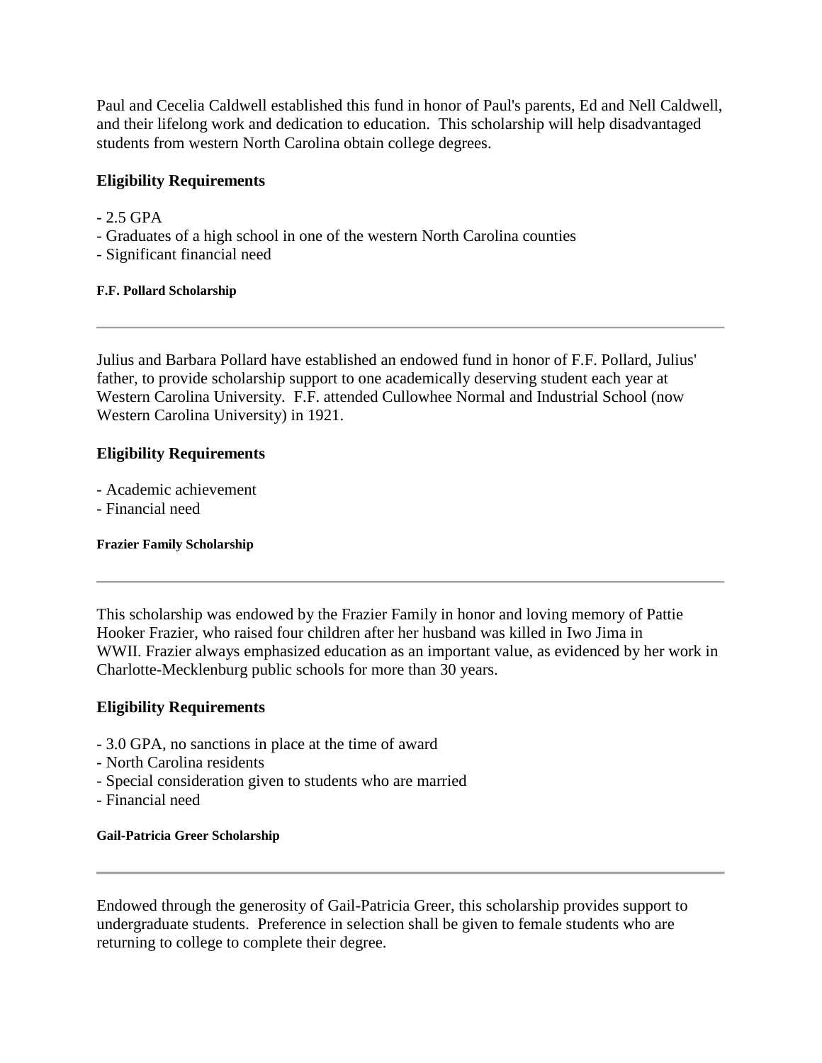Paul and Cecelia Caldwell established this fund in honor of Paul's parents, Ed and Nell Caldwell, and their lifelong work and dedication to education. This scholarship will help disadvantaged students from western North Carolina obtain college degrees.

### Eligibility Requirements

- 2.5 GPA
- Graduates of a high school in one of the western North Carolina counties
- Significant financial need

#### F.F. Pollard Scholarship

---

Julius and Barbara Pollard have established an endowed fund in honor of F.F. Pollard, Julius' father, to provide scholarship support to one academically deserving student each year at Western Carolina University. F.F. attended Cullowhee Normal and Industrial School (now Western Carolina University) in 1921.

### Eligibility Requirements

- Academic achievement
- Financial need

#### Frazier Family Scholarship

---

This scholarship was endowed by the Frazier Family in honor and loving memory of Pattie Hooker Frazier, who raised four children after her husband was killed in Iwo Jima in WWII. Frazier always emphasized education as an important value, as evidenced by her work in Charlotte-Mecklenburg public schools for more than 30 years.

### Eligibility Requirements

- 3.0 GPA, no sanctions in place at the time of award
- North Carolina residents
- Special consideration given to students who are married
- Financial need

#### Gail-Patricia Greer Scholarship

---

Endowed through the generosity of Gail-Patricia Greer, this scholarship provides support to undergraduate students. Preference in selection shall be given to female students who are returning to college to complete their degree.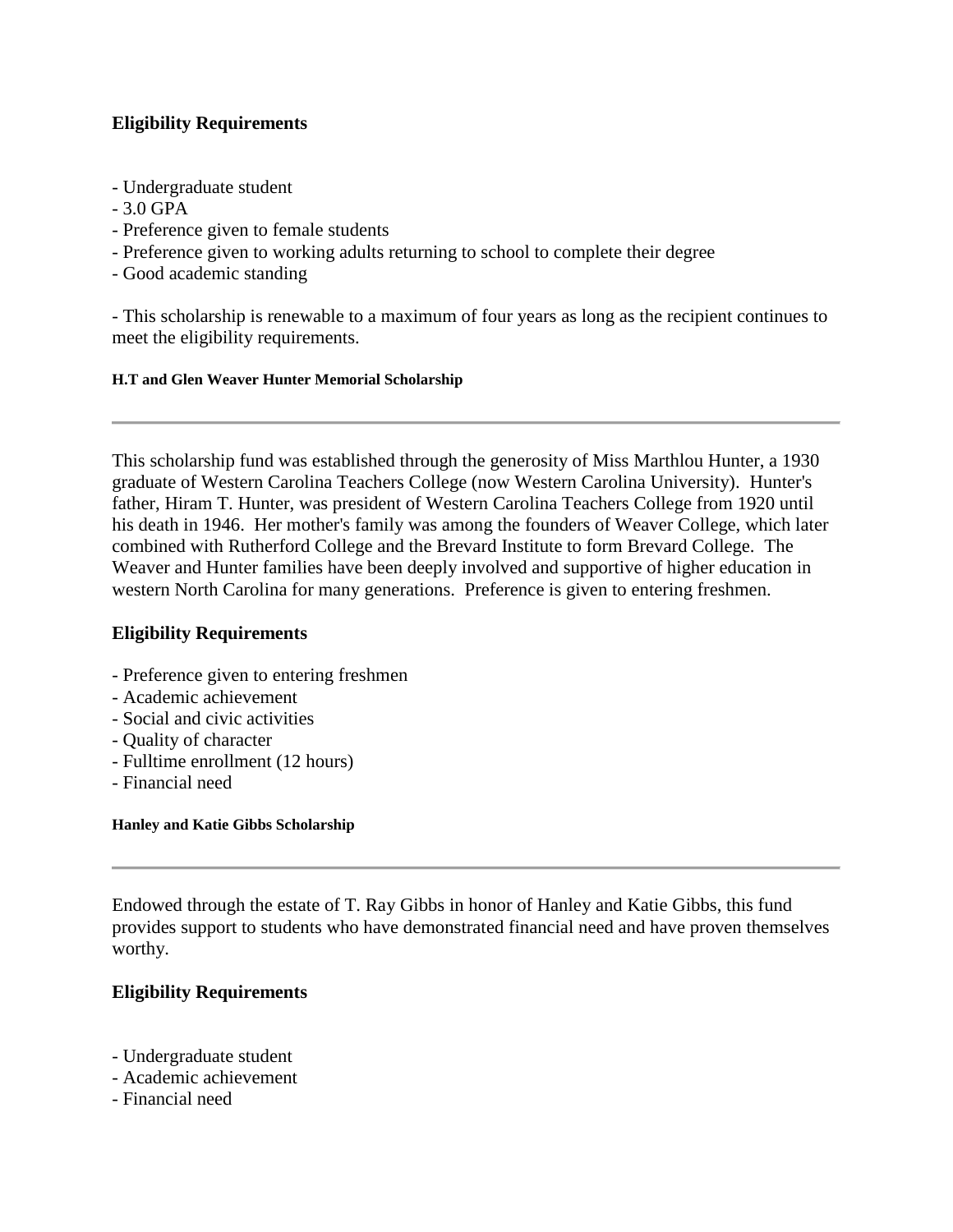### Eligibility Requirements

- Undergraduate student
- 3.0 GPA
- Preference given to female students
- Preference given to working adults returning to school to complete their degree
- Good academic standing

- This scholarship is renewable to a maximum of four years as long as the recipient continues to meet the eligibility requirements.

#### H.T and Glen Weaver Hunter Memorial Scholarship

---

This scholarship fund was established through the generosity of Miss Marthlou Hunter, a 1930 graduate of Western Carolina Teachers College (now Western Carolina University). Hunter's father, Hiram T. Hunter, was president of Western Carolina Teachers College from 1920 until his death in 1946. Her mother's family was among the founders of Weaver College, which later combined with Rutherford College and the Brevard Institute to form Brevard College. The Weaver and Hunter families have been deeply involved and supportive of higher education in western North Carolina for many generations. Preference is given to entering freshmen.

### Eligibility Requirements

- Preference given to entering freshmen
- Academic achievement
- Social and civic activities
- Quality of character
- Fulltime enrollment (12 hours)
- Financial need

#### Hanley and Katie Gibbs Scholarship

---

Endowed through the estate of T. Ray Gibbs in honor of Hanley and Katie Gibbs, this fund provides support to students who have demonstrated financial need and have proven themselves worthy.

### Eligibility Requirements

- Undergraduate student
- Academic achievement
- Financial need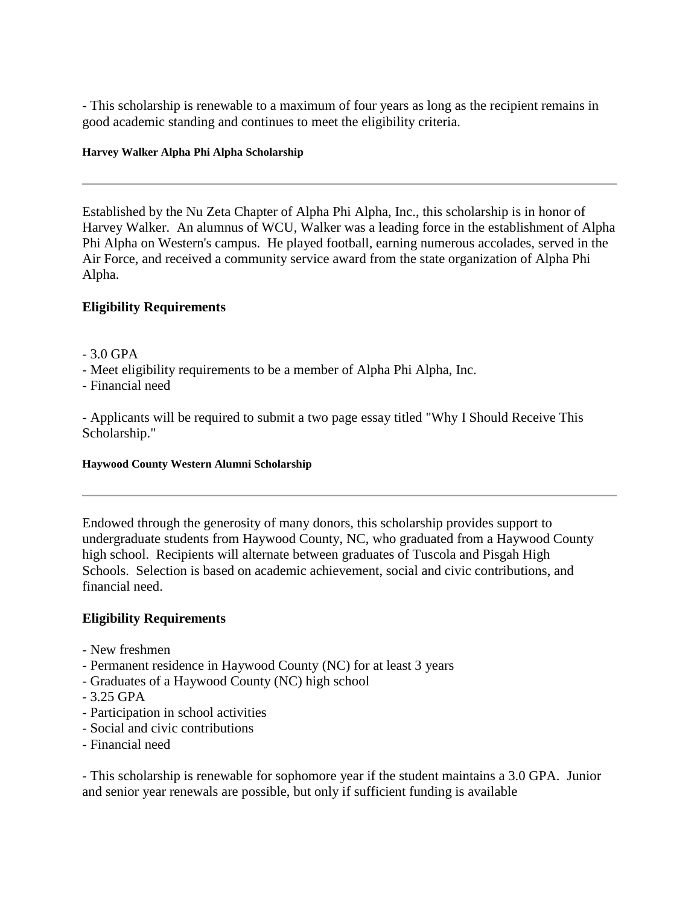- This scholarship is renewable to a maximum of four years as long as the recipient remains in good academic standing and continues to meet the eligibility criteria.

#### Harvey Walker Alpha Phi Alpha Scholarship

---

Established by the Nu Zeta Chapter of Alpha Phi Alpha, Inc., this scholarship is in honor of Harvey Walker. An alumnus of WCU, Walker was a leading force in the establishment of Alpha Phi Alpha on Western's campus. He played football, earning numerous accolades, served in the Air Force, and received a community service award from the state organization of Alpha Phi Alpha.

### Eligibility Requirements

- 3.0 GPA
- Meet eligibility requirements to be a member of Alpha Phi Alpha, Inc.
- Financial need

- Applicants will be required to submit a two page essay titled "Why I Should Receive This Scholarship."

#### Haywood County Western Alumni Scholarship

---

Endowed through the generosity of many donors, this scholarship provides support to undergraduate students from Haywood County, NC, who graduated from a Haywood County high school. Recipients will alternate between graduates of Tuscola and Pisgah High Schools. Selection is based on academic achievement, social and civic contributions, and financial need.

### Eligibility Requirements

- New freshmen
- Permanent residence in Haywood County (NC) for at least 3 years
- Graduates of a Haywood County (NC) high school
- 3.25 GPA
- Participation in school activities
- Social and civic contributions
- Financial need

- This scholarship is renewable for sophomore year if the student maintains a 3.0 GPA. Junior and senior year renewals are possible, but only if sufficient funding is available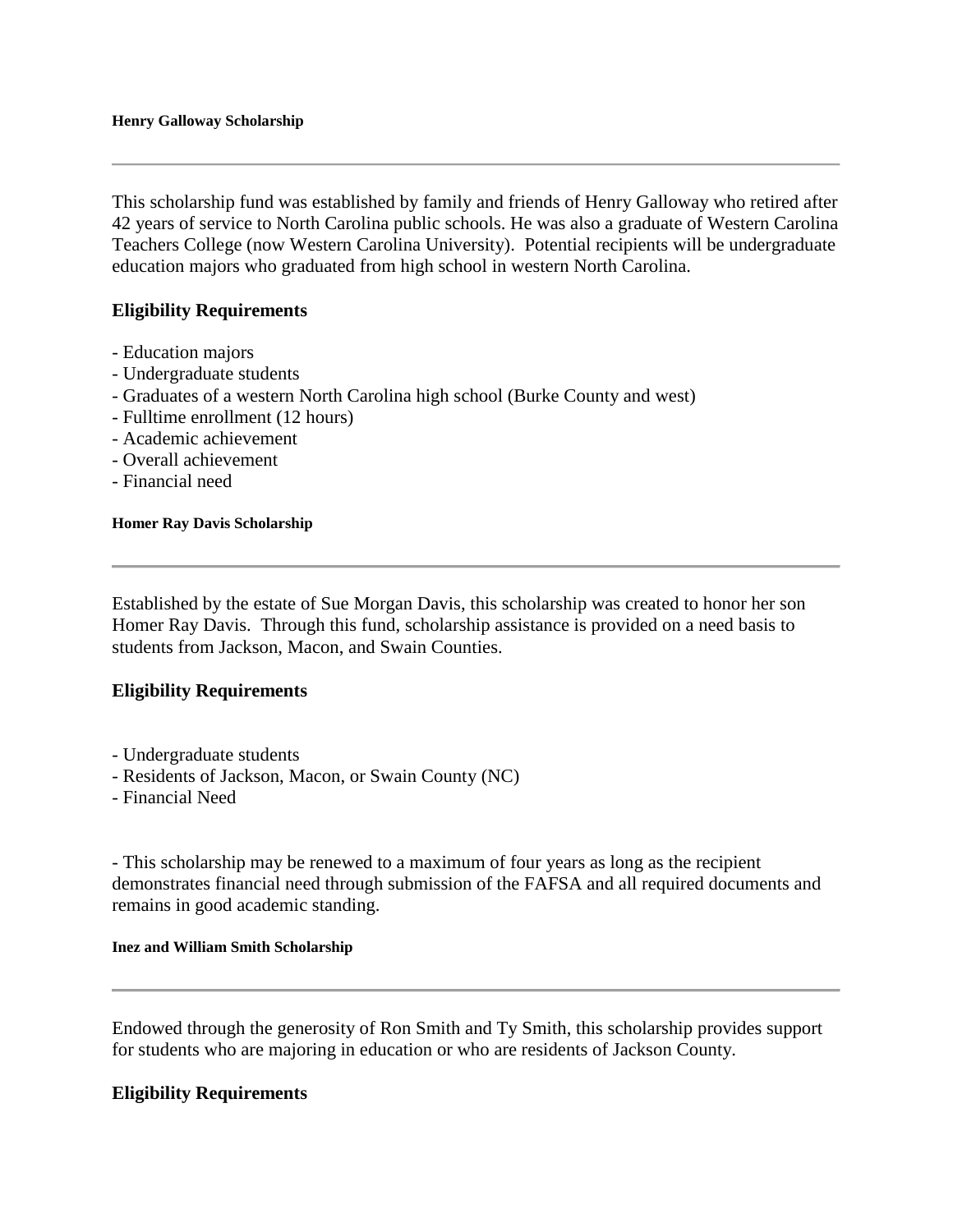#### Henry Galloway Scholarship

---

This scholarship fund was established by family and friends of Henry Galloway who retired after 42 years of service to North Carolina public schools. He was also a graduate of Western Carolina Teachers College (now Western Carolina University). Potential recipients will be undergraduate education majors who graduated from high school in western North Carolina.

### Eligibility Requirements

- Education majors
- Undergraduate students
- Graduates of a western North Carolina high school (Burke County and west)
- Fulltime enrollment (12 hours)
- Academic achievement
- Overall achievement
- Financial need

#### Homer Ray Davis Scholarship

---

Established by the estate of Sue Morgan Davis, this scholarship was created to honor her son Homer Ray Davis. Through this fund, scholarship assistance is provided on a need basis to students from Jackson, Macon, and Swain Counties.

### Eligibility Requirements

- Undergraduate students
- Residents of Jackson, Macon, or Swain County (NC)
- Financial Need

- This scholarship may be renewed to a maximum of four years as long as the recipient demonstrates financial need through submission of the FAFSA and all required documents and remains in good academic standing.

#### Inez and William Smith Scholarship

---

Endowed through the generosity of Ron Smith and Ty Smith, this scholarship provides support for students who are majoring in education or who are residents of Jackson County.

### Eligibility Requirements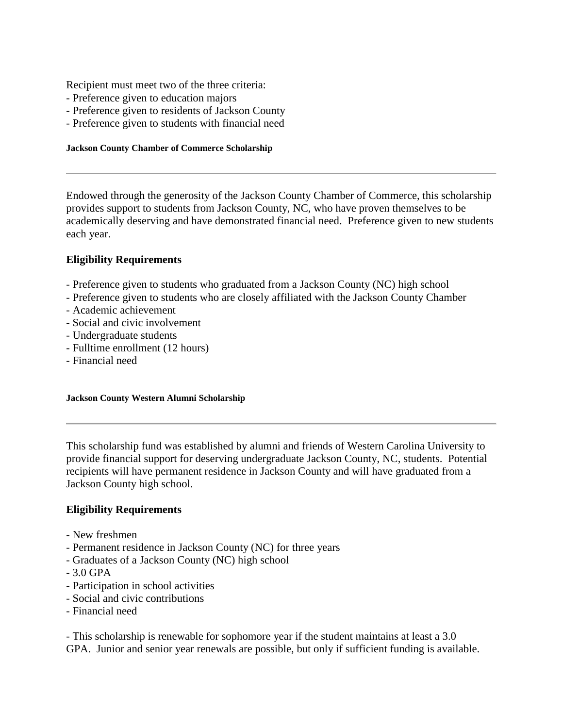Recipient must meet two of the three criteria:
- Preference given to education majors
- Preference given to residents of Jackson County
- Preference given to students with financial need

#### Jackson County Chamber of Commerce Scholarship

---

Endowed through the generosity of the Jackson County Chamber of Commerce, this scholarship provides support to students from Jackson County, NC, who have proven themselves to be academically deserving and have demonstrated financial need. Preference given to new students each year.

### Eligibility Requirements

- Preference given to students who graduated from a Jackson County (NC) high school
- Preference given to students who are closely affiliated with the Jackson County Chamber
- Academic achievement
- Social and civic involvement
- Undergraduate students
- Fulltime enrollment (12 hours)
- Financial need

#### Jackson County Western Alumni Scholarship

---

This scholarship fund was established by alumni and friends of Western Carolina University to provide financial support for deserving undergraduate Jackson County, NC, students. Potential recipients will have permanent residence in Jackson County and will have graduated from a Jackson County high school.

### Eligibility Requirements

- New freshmen
- Permanent residence in Jackson County (NC) for three years
- Graduates of a Jackson County (NC) high school
- 3.0 GPA
- Participation in school activities
- Social and civic contributions
- Financial need

- This scholarship is renewable for sophomore year if the student maintains at least a 3.0 GPA. Junior and senior year renewals are possible, but only if sufficient funding is available.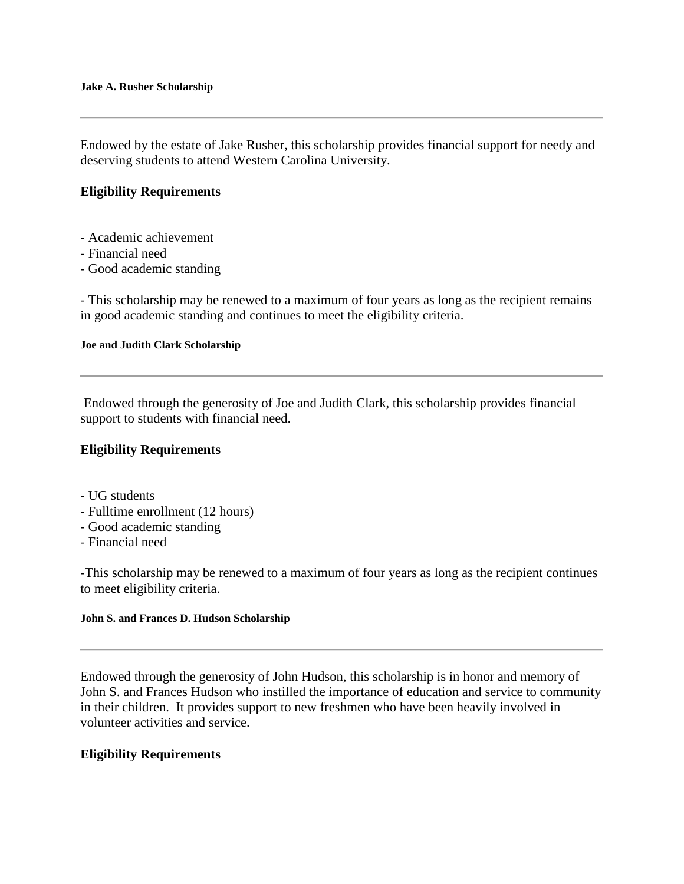#### Jake A. Rusher Scholarship

---

Endowed by the estate of Jake Rusher, this scholarship provides financial support for needy and deserving students to attend Western Carolina University.

### Eligibility Requirements

- Academic achievement
- Financial need
- Good academic standing

- This scholarship may be renewed to a maximum of four years as long as the recipient remains in good academic standing and continues to meet the eligibility criteria.

#### Joe and Judith Clark Scholarship

---

Endowed through the generosity of Joe and Judith Clark, this scholarship provides financial support to students with financial need.

### Eligibility Requirements

- UG students
- Fulltime enrollment (12 hours)
- Good academic standing
- Financial need

-This scholarship may be renewed to a maximum of four years as long as the recipient continues to meet eligibility criteria.

#### John S. and Frances D. Hudson Scholarship

---

Endowed through the generosity of John Hudson, this scholarship is in honor and memory of John S. and Frances Hudson who instilled the importance of education and service to community in their children. It provides support to new freshmen who have been heavily involved in volunteer activities and service.

### Eligibility Requirements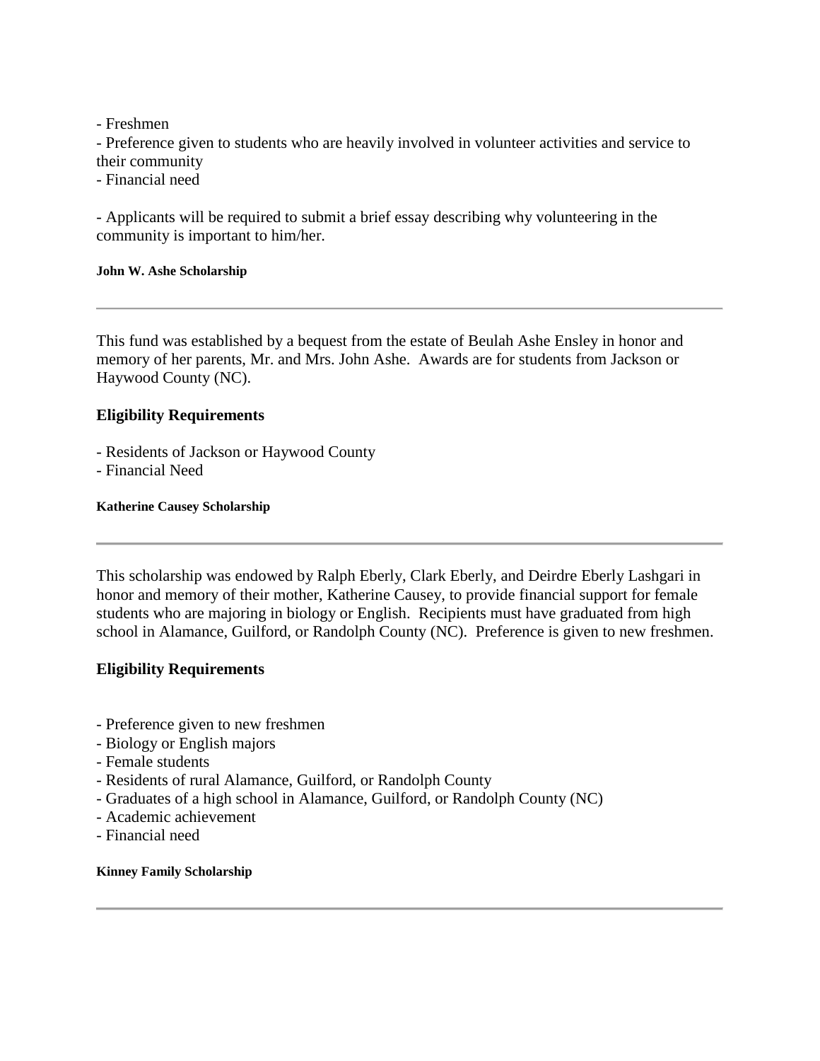- Freshmen
- Preference given to students who are heavily involved in volunteer activities and service to their community
- Financial need

- Applicants will be required to submit a brief essay describing why volunteering in the community is important to him/her.

#### John W. Ashe Scholarship

---

This fund was established by a bequest from the estate of Beulah Ashe Ensley in honor and memory of her parents, Mr. and Mrs. John Ashe. Awards are for students from Jackson or Haywood County (NC).

### Eligibility Requirements

- Residents of Jackson or Haywood County
- Financial Need

#### Katherine Causey Scholarship

---

This scholarship was endowed by Ralph Eberly, Clark Eberly, and Deirdre Eberly Lashgari in honor and memory of their mother, Katherine Causey, to provide financial support for female students who are majoring in biology or English. Recipients must have graduated from high school in Alamance, Guilford, or Randolph County (NC). Preference is given to new freshmen.

### Eligibility Requirements

- Preference given to new freshmen
- Biology or English majors
- Female students
- Residents of rural Alamance, Guilford, or Randolph County
- Graduates of a high school in Alamance, Guilford, or Randolph County (NC)
- Academic achievement
- Financial need

#### Kinney Family Scholarship

---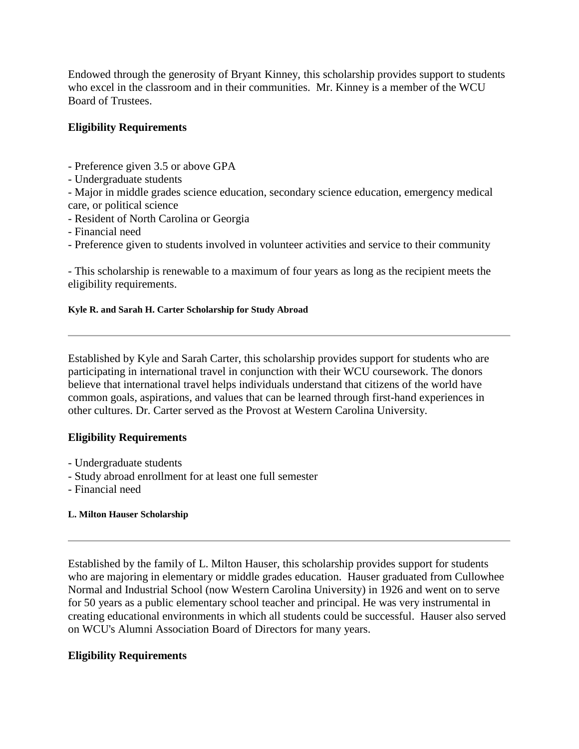Endowed through the generosity of Bryant Kinney, this scholarship provides support to students who excel in the classroom and in their communities. Mr. Kinney is a member of the WCU Board of Trustees.

### Eligibility Requirements

- Preference given 3.5 or above GPA
- Undergraduate students
- Major in middle grades science education, secondary science education, emergency medical care, or political science
- Resident of North Carolina or Georgia
- Financial need
- Preference given to students involved in volunteer activities and service to their community

- This scholarship is renewable to a maximum of four years as long as the recipient meets the eligibility requirements.

#### Kyle R. and Sarah H. Carter Scholarship for Study Abroad

---

Established by Kyle and Sarah Carter, this scholarship provides support for students who are participating in international travel in conjunction with their WCU coursework. The donors believe that international travel helps individuals understand that citizens of the world have common goals, aspirations, and values that can be learned through first-hand experiences in other cultures. Dr. Carter served as the Provost at Western Carolina University.

### Eligibility Requirements

- Undergraduate students
- Study abroad enrollment for at least one full semester
- Financial need

#### L. Milton Hauser Scholarship

---

Established by the family of L. Milton Hauser, this scholarship provides support for students who are majoring in elementary or middle grades education. Hauser graduated from Cullowhee Normal and Industrial School (now Western Carolina University) in 1926 and went on to serve for 50 years as a public elementary school teacher and principal. He was very instrumental in creating educational environments in which all students could be successful. Hauser also served on WCU's Alumni Association Board of Directors for many years.

### Eligibility Requirements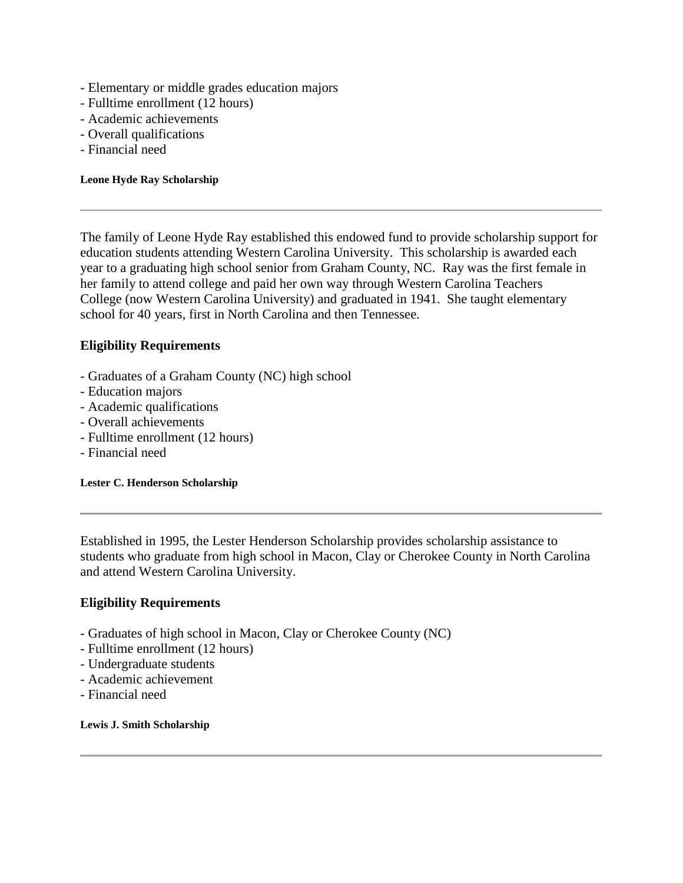- Elementary or middle grades education majors
- Fulltime enrollment (12 hours)
- Academic achievements
- Overall qualifications
- Financial need

#### Leone Hyde Ray Scholarship

---

The family of Leone Hyde Ray established this endowed fund to provide scholarship support for education students attending Western Carolina University. This scholarship is awarded each year to a graduating high school senior from Graham County, NC. Ray was the first female in her family to attend college and paid her own way through Western Carolina Teachers College (now Western Carolina University) and graduated in 1941. She taught elementary school for 40 years, first in North Carolina and then Tennessee.

### Eligibility Requirements

- Graduates of a Graham County (NC) high school
- Education majors
- Academic qualifications
- Overall achievements
- Fulltime enrollment (12 hours)
- Financial need

#### Lester C. Henderson Scholarship

---

Established in 1995, the Lester Henderson Scholarship provides scholarship assistance to students who graduate from high school in Macon, Clay or Cherokee County in North Carolina and attend Western Carolina University.

### Eligibility Requirements

- Graduates of high school in Macon, Clay or Cherokee County (NC)
- Fulltime enrollment (12 hours)
- Undergraduate students
- Academic achievement
- Financial need

#### Lewis J. Smith Scholarship

---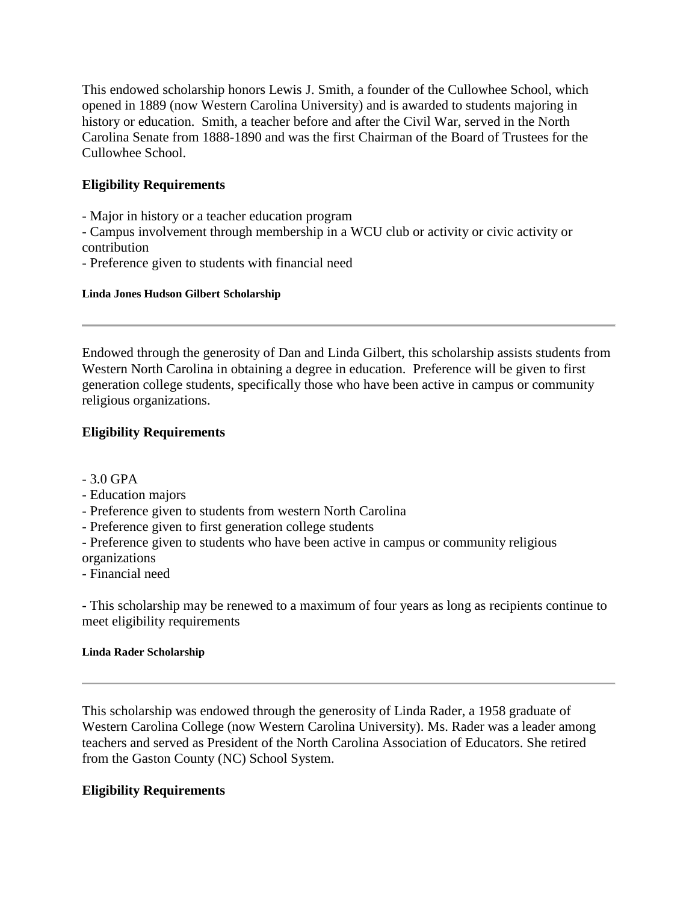This endowed scholarship honors Lewis J. Smith, a founder of the Cullowhee School, which opened in 1889 (now Western Carolina University) and is awarded to students majoring in history or education. Smith, a teacher before and after the Civil War, served in the North Carolina Senate from 1888-1890 and was the first Chairman of the Board of Trustees for the Cullowhee School.

### Eligibility Requirements

- Major in history or a teacher education program
- Campus involvement through membership in a WCU club or activity or civic activity or contribution
- Preference given to students with financial need

#### Linda Jones Hudson Gilbert Scholarship

---

Endowed through the generosity of Dan and Linda Gilbert, this scholarship assists students from Western North Carolina in obtaining a degree in education. Preference will be given to first generation college students, specifically those who have been active in campus or community religious organizations.

### Eligibility Requirements

- 3.0 GPA
- Education majors
- Preference given to students from western North Carolina
- Preference given to first generation college students
- Preference given to students who have been active in campus or community religious organizations
- Financial need

- This scholarship may be renewed to a maximum of four years as long as recipients continue to meet eligibility requirements

#### Linda Rader Scholarship

---

This scholarship was endowed through the generosity of Linda Rader, a 1958 graduate of Western Carolina College (now Western Carolina University). Ms. Rader was a leader among teachers and served as President of the North Carolina Association of Educators. She retired from the Gaston County (NC) School System.

### Eligibility Requirements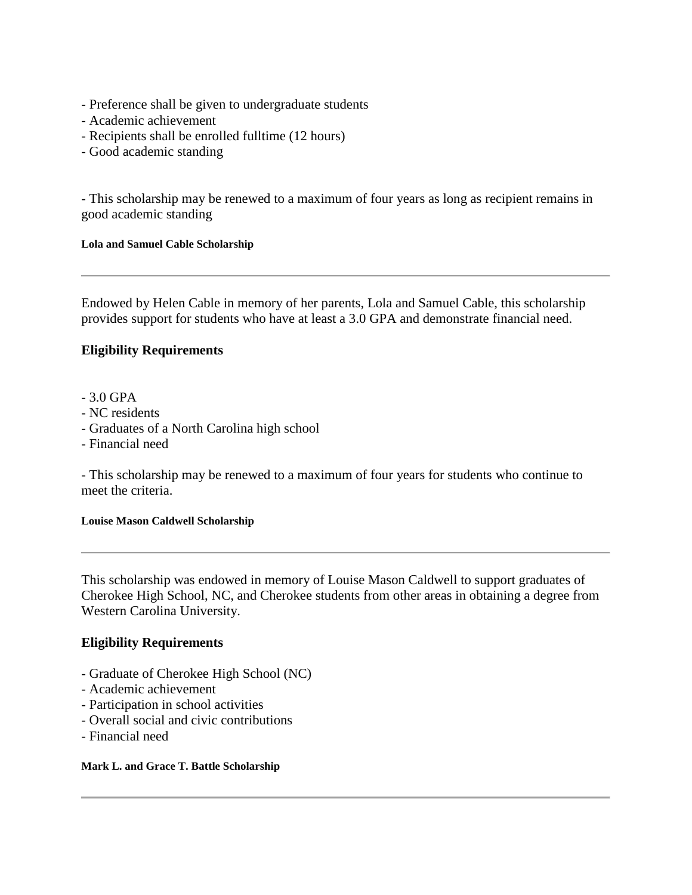- Preference shall be given to undergraduate students
- Academic achievement
- Recipients shall be enrolled fulltime (12 hours)
- Good academic standing

- This scholarship may be renewed to a maximum of four years as long as recipient remains in good academic standing

##### Lola and Samuel Cable Scholarship

---

Endowed by Helen Cable in memory of her parents, Lola and Samuel Cable, this scholarship provides support for students who have at least a 3.0 GPA and demonstrate financial need.

### Eligibility Requirements

- 3.0 GPA
- NC residents
- Graduates of a North Carolina high school
- Financial need

- This scholarship may be renewed to a maximum of four years for students who continue to meet the criteria.

##### Louise Mason Caldwell Scholarship

---

This scholarship was endowed in memory of Louise Mason Caldwell to support graduates of Cherokee High School, NC, and Cherokee students from other areas in obtaining a degree from Western Carolina University.

### Eligibility Requirements

- Graduate of Cherokee High School (NC)
- Academic achievement
- Participation in school activities
- Overall social and civic contributions
- Financial need

##### Mark L. and Grace T. Battle Scholarship

---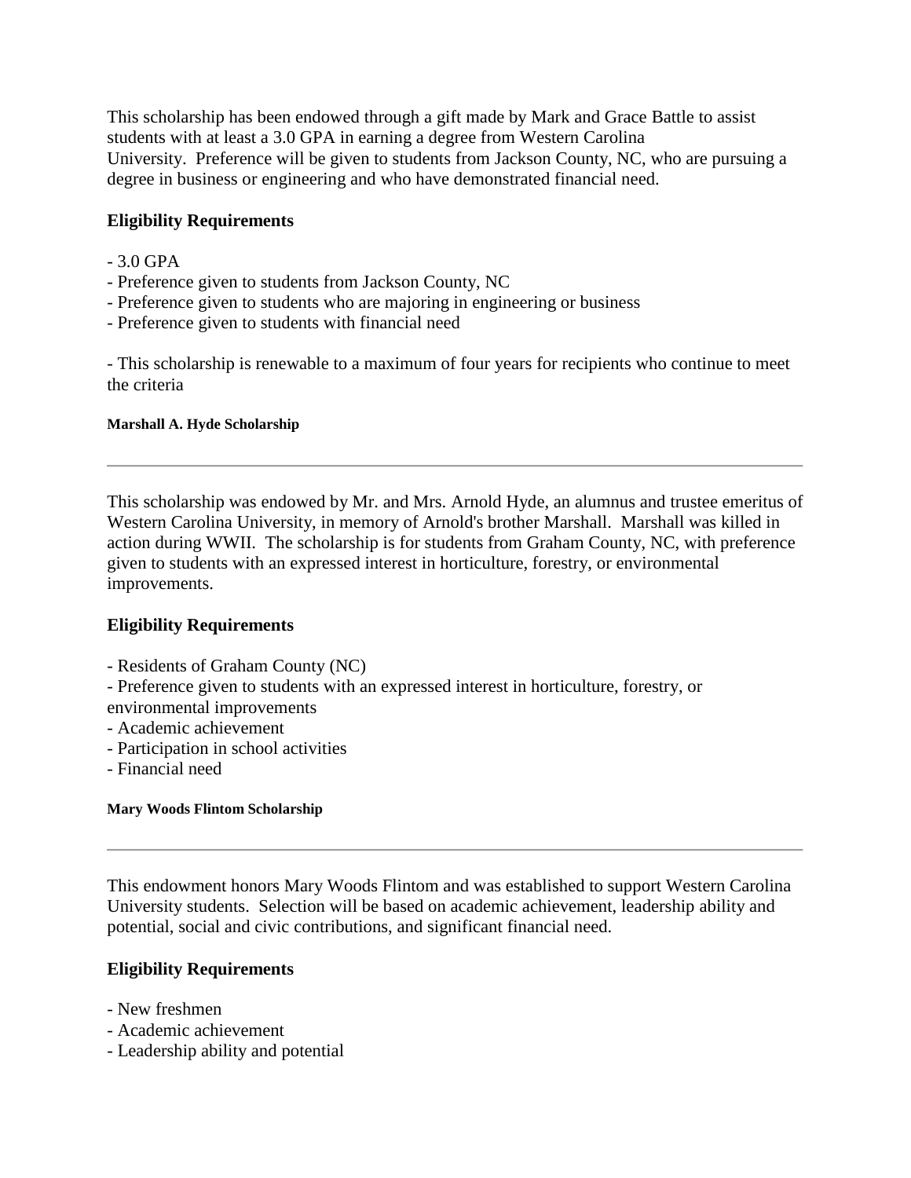This scholarship has been endowed through a gift made by Mark and Grace Battle to assist students with at least a 3.0 GPA in earning a degree from Western Carolina University. Preference will be given to students from Jackson County, NC, who are pursuing a degree in business or engineering and who have demonstrated financial need.

### Eligibility Requirements

- 3.0 GPA
- Preference given to students from Jackson County, NC
- Preference given to students who are majoring in engineering or business
- Preference given to students with financial need

- This scholarship is renewable to a maximum of four years for recipients who continue to meet the criteria

#### Marshall A. Hyde Scholarship

---

This scholarship was endowed by Mr. and Mrs. Arnold Hyde, an alumnus and trustee emeritus of Western Carolina University, in memory of Arnold's brother Marshall. Marshall was killed in action during WWII. The scholarship is for students from Graham County, NC, with preference given to students with an expressed interest in horticulture, forestry, or environmental improvements.

### Eligibility Requirements

- Residents of Graham County (NC)
- Preference given to students with an expressed interest in horticulture, forestry, or environmental improvements
- Academic achievement
- Participation in school activities
- Financial need

#### Mary Woods Flintom Scholarship

---

This endowment honors Mary Woods Flintom and was established to support Western Carolina University students. Selection will be based on academic achievement, leadership ability and potential, social and civic contributions, and significant financial need.

### Eligibility Requirements

- New freshmen
- Academic achievement
- Leadership ability and potential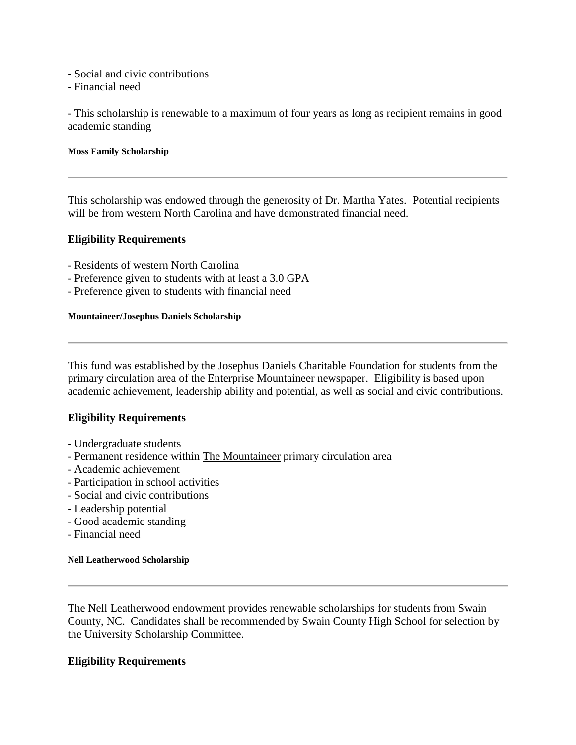- Social and civic contributions
- Financial need

- This scholarship is renewable to a maximum of four years as long as recipient remains in good academic standing

#### Moss Family Scholarship

---

This scholarship was endowed through the generosity of Dr. Martha Yates. Potential recipients will be from western North Carolina and have demonstrated financial need.

### Eligibility Requirements

- Residents of western North Carolina
- Preference given to students with at least a 3.0 GPA
- Preference given to students with financial need

#### Mountaineer/Josephus Daniels Scholarship

---

This fund was established by the Josephus Daniels Charitable Foundation for students from the primary circulation area of the Enterprise Mountaineer newspaper. Eligibility is based upon academic achievement, leadership ability and potential, as well as social and civic contributions.

### Eligibility Requirements

- Undergraduate students
- Permanent residence within The Mountaineer primary circulation area
- Academic achievement
- Participation in school activities
- Social and civic contributions
- Leadership potential
- Good academic standing
- Financial need

#### Nell Leatherwood Scholarship

---

The Nell Leatherwood endowment provides renewable scholarships for students from Swain County, NC. Candidates shall be recommended by Swain County High School for selection by the University Scholarship Committee.

### Eligibility Requirements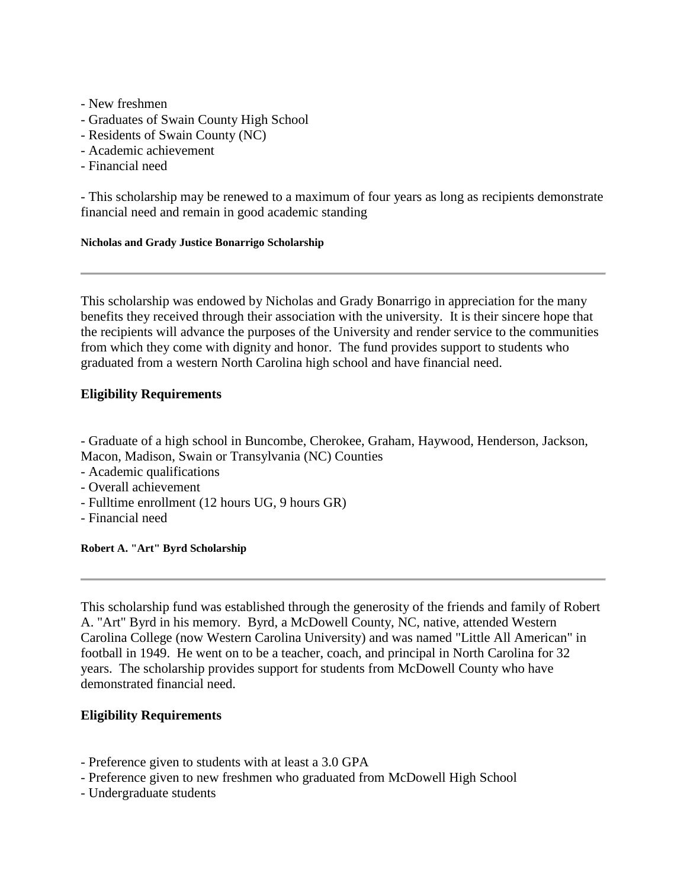- New freshmen
- Graduates of Swain County High School
- Residents of Swain County (NC)
- Academic achievement
- Financial need

- This scholarship may be renewed to a maximum of four years as long as recipients demonstrate financial need and remain in good academic standing

#### Nicholas and Grady Justice Bonarrigo Scholarship

---

This scholarship was endowed by Nicholas and Grady Bonarrigo in appreciation for the many benefits they received through their association with the university. It is their sincere hope that the recipients will advance the purposes of the University and render service to the communities from which they come with dignity and honor. The fund provides support to students who graduated from a western North Carolina high school and have financial need.

### Eligibility Requirements

- Graduate of a high school in Buncombe, Cherokee, Graham, Haywood, Henderson, Jackson, Macon, Madison, Swain or Transylvania (NC) Counties
- Academic qualifications
- Overall achievement
- Fulltime enrollment (12 hours UG, 9 hours GR)
- Financial need

#### Robert A. "Art" Byrd Scholarship

---

This scholarship fund was established through the generosity of the friends and family of Robert A. "Art" Byrd in his memory. Byrd, a McDowell County, NC, native, attended Western Carolina College (now Western Carolina University) and was named "Little All American" in football in 1949. He went on to be a teacher, coach, and principal in North Carolina for 32 years. The scholarship provides support for students from McDowell County who have demonstrated financial need.

### Eligibility Requirements

- Preference given to students with at least a 3.0 GPA
- Preference given to new freshmen who graduated from McDowell High School
- Undergraduate students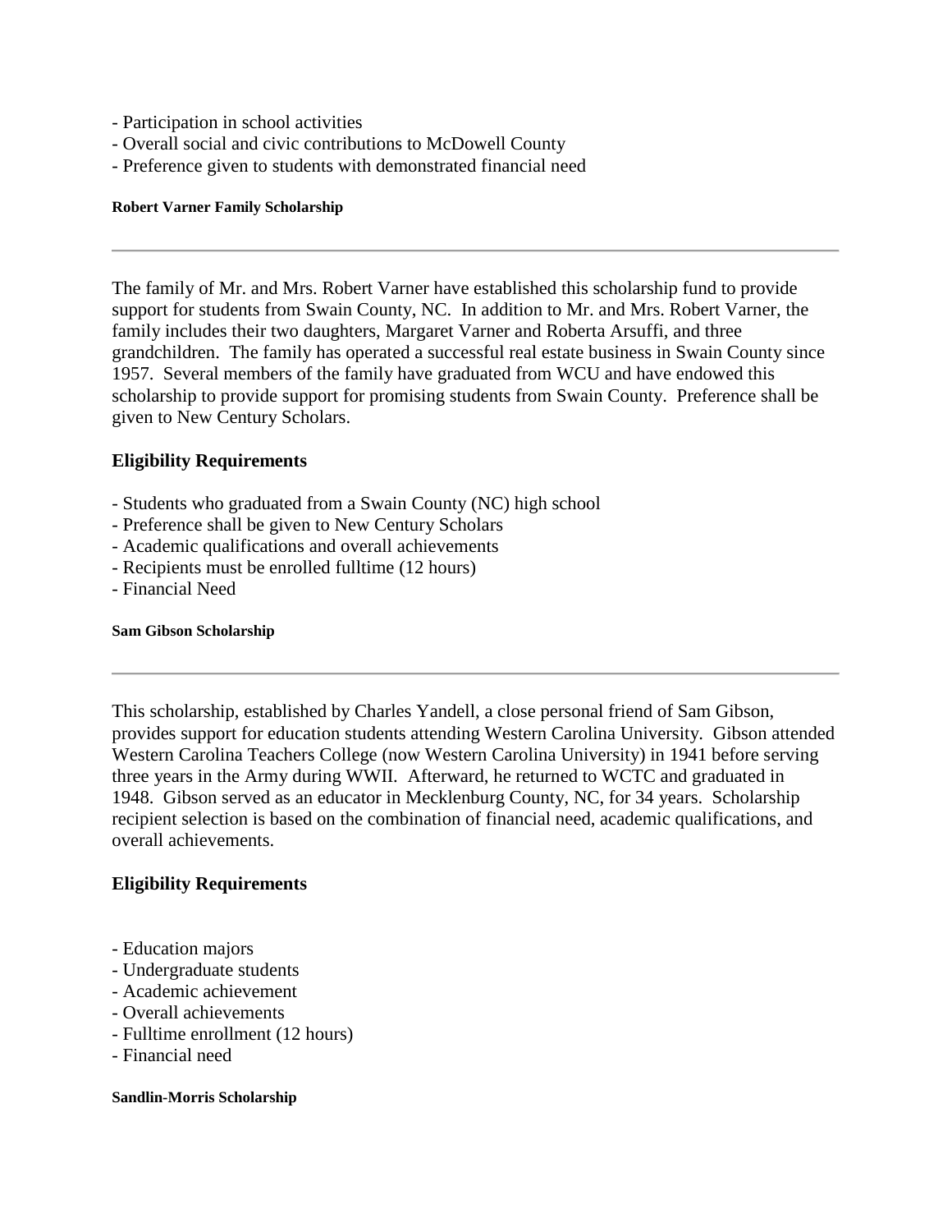- Participation in school activities
- Overall social and civic contributions to McDowell County
- Preference given to students with demonstrated financial need

#### Robert Varner Family Scholarship

---

The family of Mr. and Mrs. Robert Varner have established this scholarship fund to provide support for students from Swain County, NC. In addition to Mr. and Mrs. Robert Varner, the family includes their two daughters, Margaret Varner and Roberta Arsuffi, and three grandchildren. The family has operated a successful real estate business in Swain County since 1957. Several members of the family have graduated from WCU and have endowed this scholarship to provide support for promising students from Swain County. Preference shall be given to New Century Scholars.

### Eligibility Requirements

- Students who graduated from a Swain County (NC) high school
- Preference shall be given to New Century Scholars
- Academic qualifications and overall achievements
- Recipients must be enrolled fulltime (12 hours)
- Financial Need

#### Sam Gibson Scholarship

---

This scholarship, established by Charles Yandell, a close personal friend of Sam Gibson, provides support for education students attending Western Carolina University. Gibson attended Western Carolina Teachers College (now Western Carolina University) in 1941 before serving three years in the Army during WWII. Afterward, he returned to WCTC and graduated in 1948. Gibson served as an educator in Mecklenburg County, NC, for 34 years. Scholarship recipient selection is based on the combination of financial need, academic qualifications, and overall achievements.

### Eligibility Requirements

- Education majors
- Undergraduate students
- Academic achievement
- Overall achievements
- Fulltime enrollment (12 hours)
- Financial need

#### Sandlin-Morris Scholarship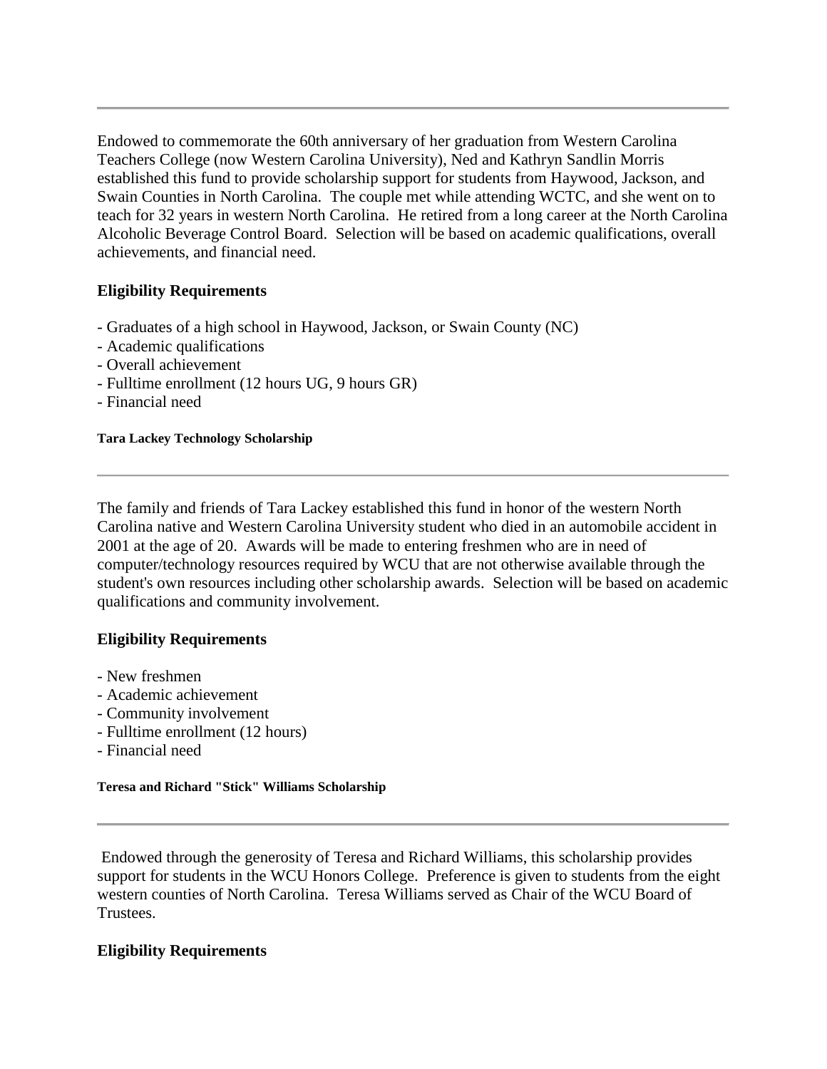---

Endowed to commemorate the 60th anniversary of her graduation from Western Carolina Teachers College (now Western Carolina University), Ned and Kathryn Sandlin Morris established this fund to provide scholarship support for students from Haywood, Jackson, and Swain Counties in North Carolina. The couple met while attending WCTC, and she went on to teach for 32 years in western North Carolina. He retired from a long career at the North Carolina Alcoholic Beverage Control Board. Selection will be based on academic qualifications, overall achievements, and financial need.

### Eligibility Requirements

- Graduates of a high school in Haywood, Jackson, or Swain County (NC)
- Academic qualifications
- Overall achievement
- Fulltime enrollment (12 hours UG, 9 hours GR)
- Financial need

#### Tara Lackey Technology Scholarship

---

The family and friends of Tara Lackey established this fund in honor of the western North Carolina native and Western Carolina University student who died in an automobile accident in 2001 at the age of 20. Awards will be made to entering freshmen who are in need of computer/technology resources required by WCU that are not otherwise available through the student's own resources including other scholarship awards. Selection will be based on academic qualifications and community involvement.

### Eligibility Requirements

- New freshmen
- Academic achievement
- Community involvement
- Fulltime enrollment (12 hours)
- Financial need

#### Teresa and Richard "Stick" Williams Scholarship

---

Endowed through the generosity of Teresa and Richard Williams, this scholarship provides support for students in the WCU Honors College. Preference is given to students from the eight western counties of North Carolina. Teresa Williams served as Chair of the WCU Board of Trustees.

### Eligibility Requirements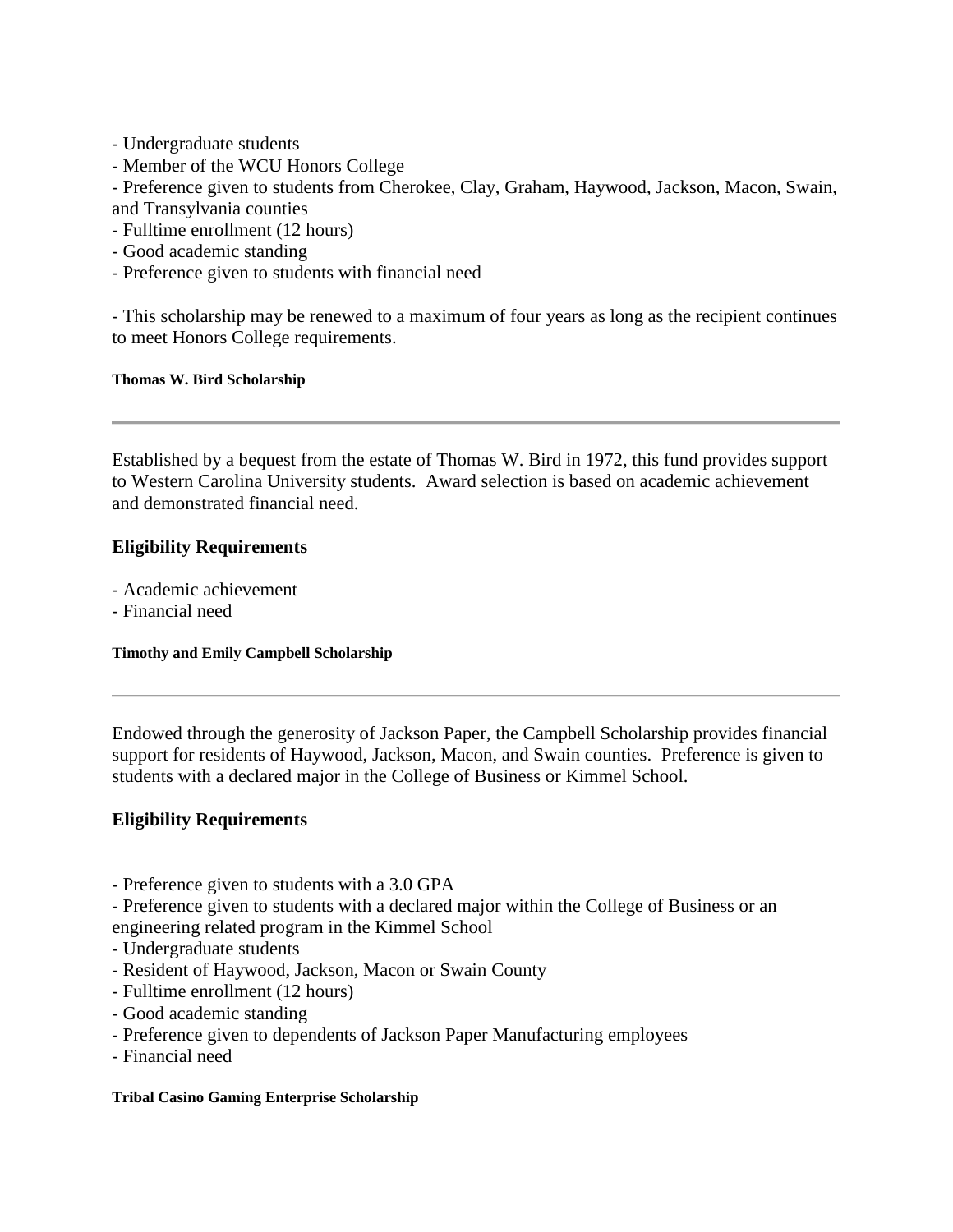- Undergraduate students
- Member of the WCU Honors College
- Preference given to students from Cherokee, Clay, Graham, Haywood, Jackson, Macon, Swain, and Transylvania counties
- Fulltime enrollment (12 hours)
- Good academic standing
- Preference given to students with financial need

- This scholarship may be renewed to a maximum of four years as long as the recipient continues to meet Honors College requirements.

#### Thomas W. Bird Scholarship

---

Established by a bequest from the estate of Thomas W. Bird in 1972, this fund provides support to Western Carolina University students. Award selection is based on academic achievement and demonstrated financial need.

### Eligibility Requirements

- Academic achievement
- Financial need

#### Timothy and Emily Campbell Scholarship

---

Endowed through the generosity of Jackson Paper, the Campbell Scholarship provides financial support for residents of Haywood, Jackson, Macon, and Swain counties. Preference is given to students with a declared major in the College of Business or Kimmel School.

### Eligibility Requirements

- Preference given to students with a 3.0 GPA
- Preference given to students with a declared major within the College of Business or an engineering related program in the Kimmel School
- Undergraduate students
- Resident of Haywood, Jackson, Macon or Swain County
- Fulltime enrollment (12 hours)
- Good academic standing
- Preference given to dependents of Jackson Paper Manufacturing employees
- Financial need

#### Tribal Casino Gaming Enterprise Scholarship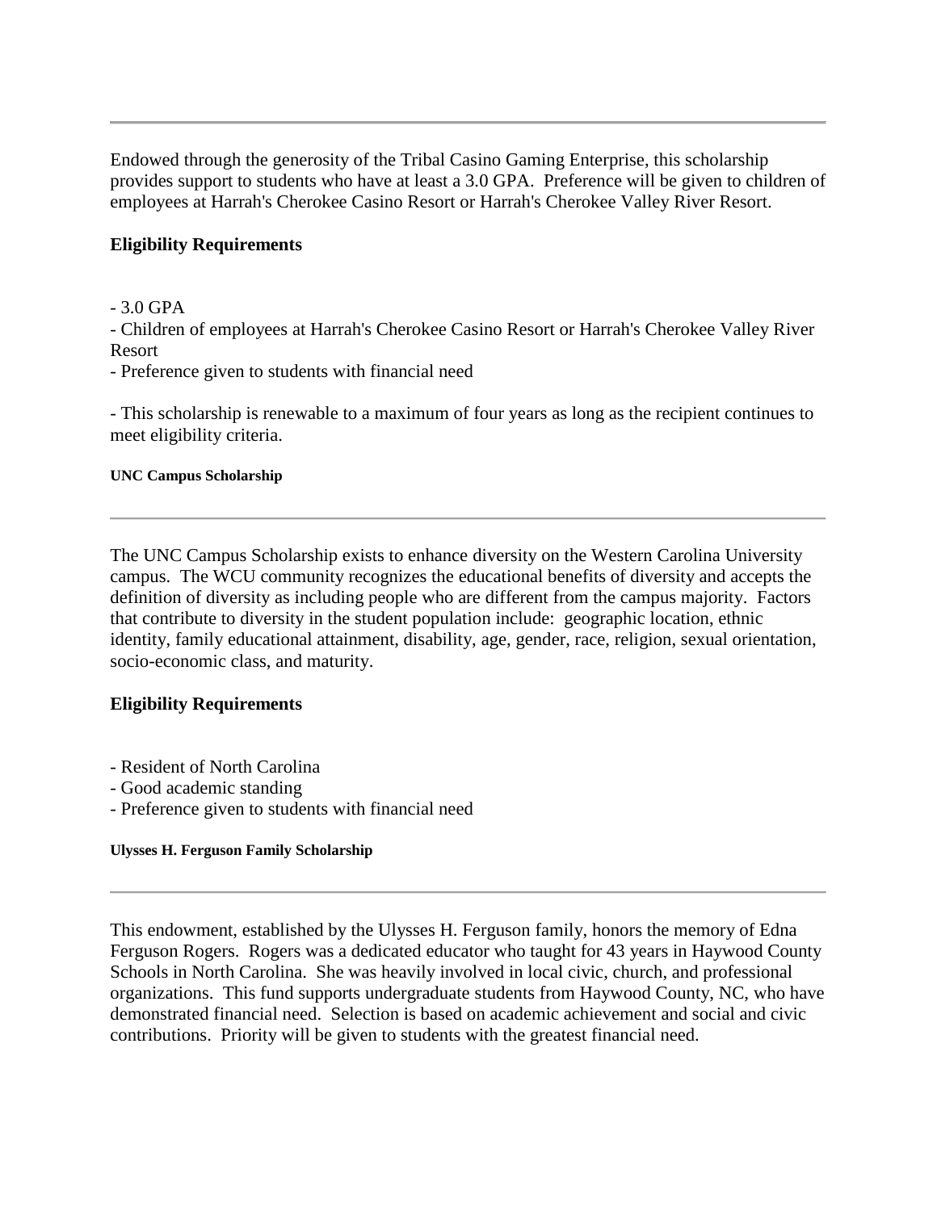---

Endowed through the generosity of the Tribal Casino Gaming Enterprise, this scholarship provides support to students who have at least a 3.0 GPA. Preference will be given to children of employees at Harrah's Cherokee Casino Resort or Harrah's Cherokee Valley River Resort.

### Eligibility Requirements

- 3.0 GPA
- Children of employees at Harrah's Cherokee Casino Resort or Harrah's Cherokee Valley River Resort
- Preference given to students with financial need

- This scholarship is renewable to a maximum of four years as long as the recipient continues to meet eligibility criteria.

#### UNC Campus Scholarship

---

The UNC Campus Scholarship exists to enhance diversity on the Western Carolina University campus. The WCU community recognizes the educational benefits of diversity and accepts the definition of diversity as including people who are different from the campus majority. Factors that contribute to diversity in the student population include: geographic location, ethnic identity, family educational attainment, disability, age, gender, race, religion, sexual orientation, socio-economic class, and maturity.

### Eligibility Requirements

- Resident of North Carolina
- Good academic standing
- Preference given to students with financial need

#### Ulysses H. Ferguson Family Scholarship

---

This endowment, established by the Ulysses H. Ferguson family, honors the memory of Edna Ferguson Rogers. Rogers was a dedicated educator who taught for 43 years in Haywood County Schools in North Carolina. She was heavily involved in local civic, church, and professional organizations. This fund supports undergraduate students from Haywood County, NC, who have demonstrated financial need. Selection is based on academic achievement and social and civic contributions. Priority will be given to students with the greatest financial need.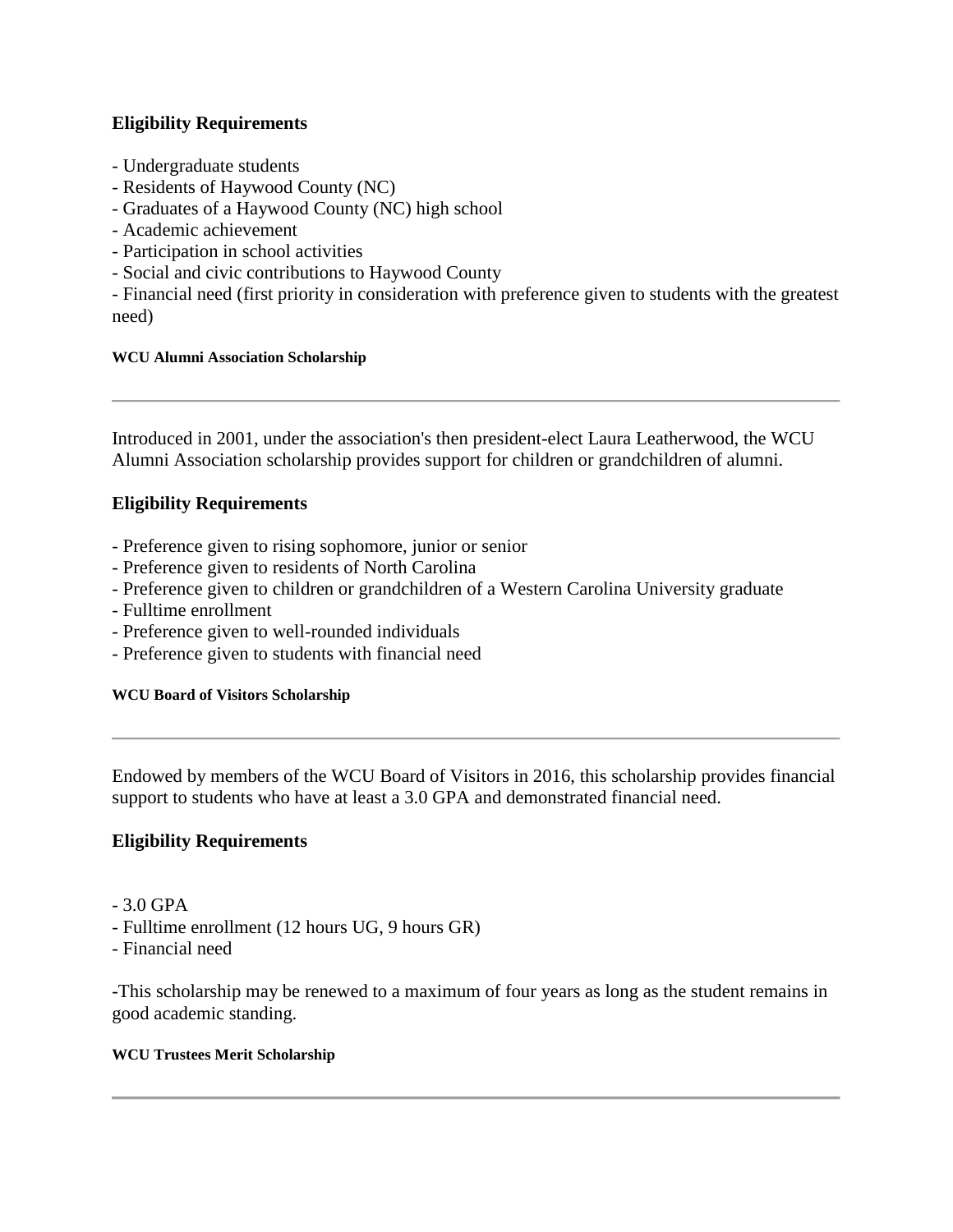### Eligibility Requirements

- Undergraduate students
- Residents of Haywood County (NC)
- Graduates of a Haywood County (NC) high school
- Academic achievement
- Participation in school activities
- Social and civic contributions to Haywood County
- Financial need (first priority in consideration with preference given to students with the greatest need)

#### WCU Alumni Association Scholarship

---

Introduced in 2001, under the association's then president-elect Laura Leatherwood, the WCU Alumni Association scholarship provides support for children or grandchildren of alumni.

### Eligibility Requirements

- Preference given to rising sophomore, junior or senior
- Preference given to residents of North Carolina
- Preference given to children or grandchildren of a Western Carolina University graduate
- Fulltime enrollment
- Preference given to well-rounded individuals
- Preference given to students with financial need

#### WCU Board of Visitors Scholarship

---

Endowed by members of the WCU Board of Visitors in 2016, this scholarship provides financial support to students who have at least a 3.0 GPA and demonstrated financial need.

### Eligibility Requirements

- 3.0 GPA
- Fulltime enrollment (12 hours UG, 9 hours GR)
- Financial need

-This scholarship may be renewed to a maximum of four years as long as the student remains in good academic standing.

#### WCU Trustees Merit Scholarship

---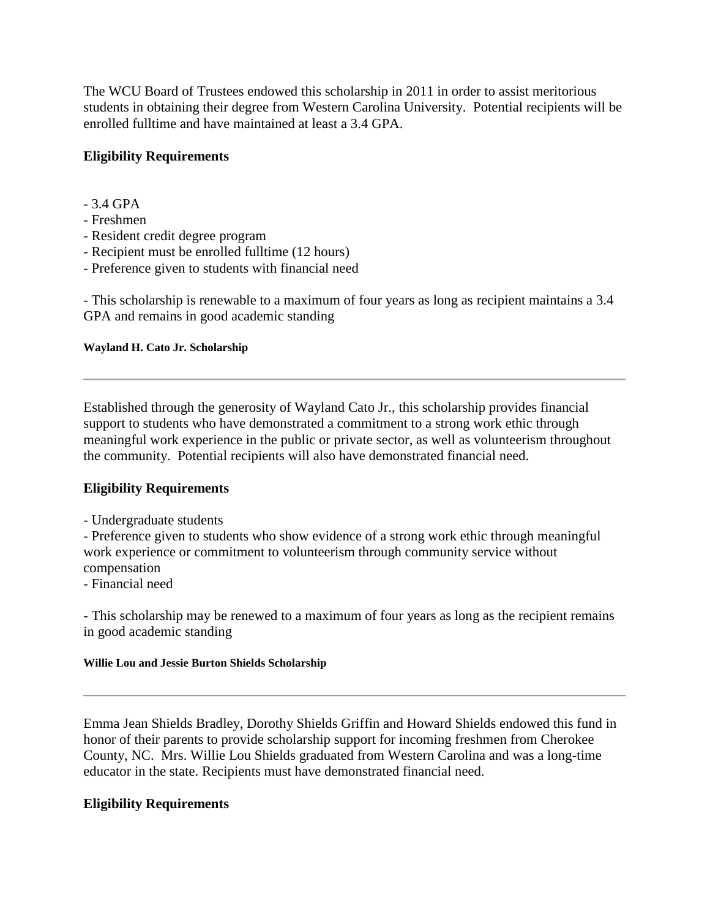The WCU Board of Trustees endowed this scholarship in 2011 in order to assist meritorious students in obtaining their degree from Western Carolina University.  Potential recipients will be enrolled fulltime and have maintained at least a 3.4 GPA.

### Eligibility Requirements

- 3.4 GPA
- Freshmen
- Resident credit degree program
- Recipient must be enrolled fulltime (12 hours)
- Preference given to students with financial need

- This scholarship is renewable to a maximum of four years as long as recipient maintains a 3.4 GPA and remains in good academic standing

#### Wayland H. Cato Jr. Scholarship

---

Established through the generosity of Wayland Cato Jr., this scholarship provides financial support to students who have demonstrated a commitment to a strong work ethic through meaningful work experience in the public or private sector, as well as volunteerism throughout the community.  Potential recipients will also have demonstrated financial need.

### Eligibility Requirements

- Undergraduate students
- Preference given to students who show evidence of a strong work ethic through meaningful work experience or commitment to volunteerism through community service without compensation
- Financial need

- This scholarship may be renewed to a maximum of four years as long as the recipient remains in good academic standing

#### Willie Lou and Jessie Burton Shields Scholarship

---

Emma Jean Shields Bradley, Dorothy Shields Griffin and Howard Shields endowed this fund in honor of their parents to provide scholarship support for incoming freshmen from Cherokee County, NC.  Mrs. Willie Lou Shields graduated from Western Carolina and was a long-time educator in the state. Recipients must have demonstrated financial need.

### Eligibility Requirements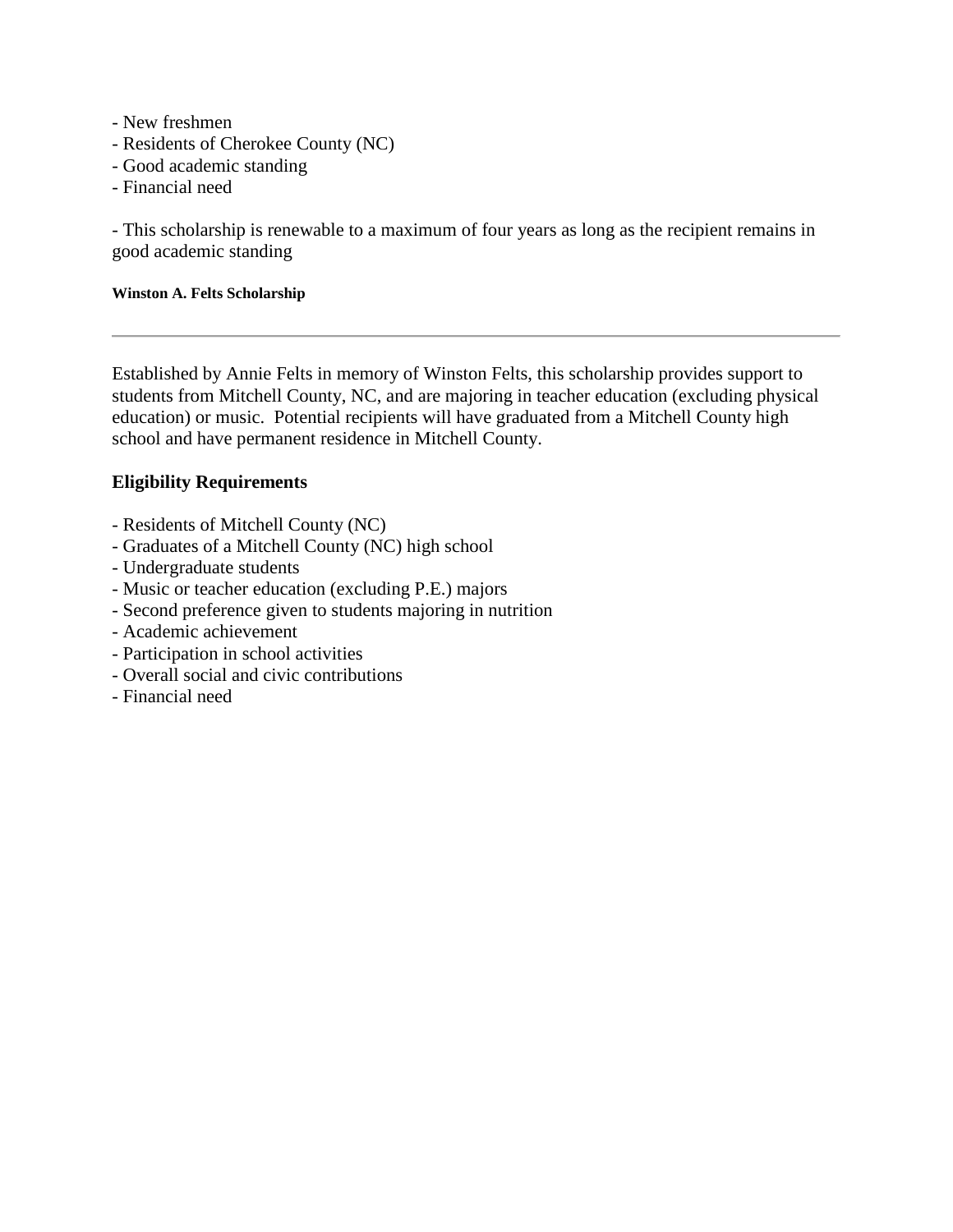- New freshmen
- Residents of Cherokee County (NC)
- Good academic standing
- Financial need

- This scholarship is renewable to a maximum of four years as long as the recipient remains in good academic standing

#### Winston A. Felts Scholarship

---

Established by Annie Felts in memory of Winston Felts, this scholarship provides support to students from Mitchell County, NC, and are majoring in teacher education (excluding physical education) or music. Potential recipients will have graduated from a Mitchell County high school and have permanent residence in Mitchell County.

### Eligibility Requirements

- Residents of Mitchell County (NC)
- Graduates of a Mitchell County (NC) high school
- Undergraduate students
- Music or teacher education (excluding P.E.) majors
- Second preference given to students majoring in nutrition
- Academic achievement
- Participation in school activities
- Overall social and civic contributions
- Financial need